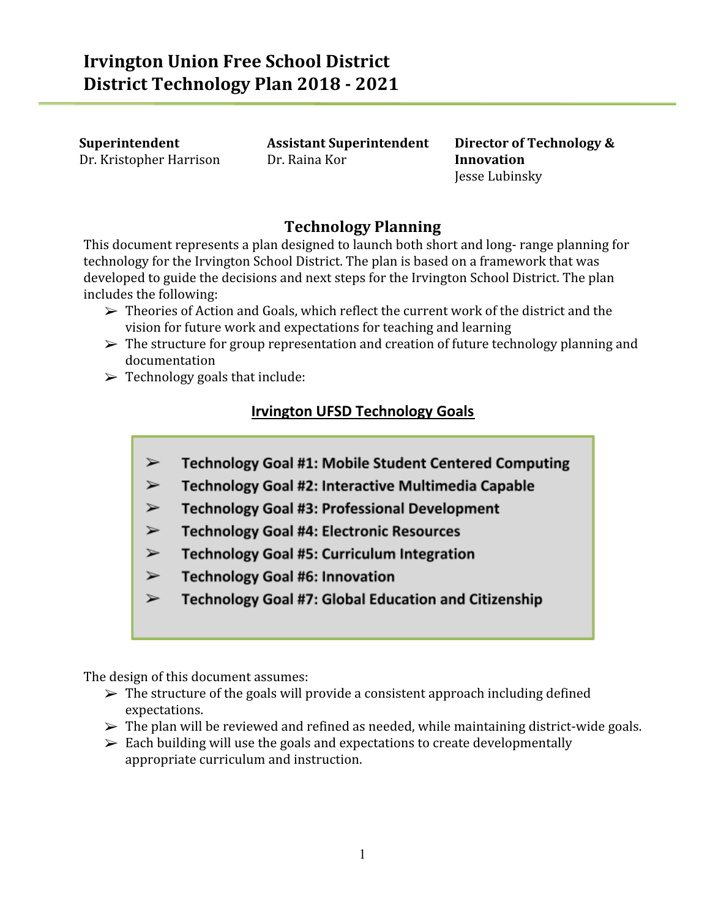# Irvington Union Free School District
# District Technology Plan 2018 - 2021

**Superintendent**
Dr. Kristopher Harrison

**Assistant Superintendent**
Dr. Raina Kor

**Director of Technology & Innovation**
Jesse Lubinsky

## Technology Planning

This document represents a plan designed to launch both short and long- range planning for technology for the Irvington School District. The plan is based on a framework that was developed to guide the decisions and next steps for the Irvington School District. The plan includes the following:

- ➢ Theories of Action and Goals, which reflect the current work of the district and the vision for future work and expectations for teaching and learning
- ➢ The structure for group representation and creation of future technology planning and documentation
- ➢ Technology goals that include:

### Irvington UFSD Technology Goals

- ➢ **Technology Goal #1: Mobile Student Centered Computing**
- ➢ **Technology Goal #2: Interactive Multimedia Capable**
- ➢ **Technology Goal #3: Professional Development**
- ➢ **Technology Goal #4: Electronic Resources**
- ➢ **Technology Goal #5: Curriculum Integration**
- ➢ **Technology Goal #6: Innovation**
- ➢ **Technology Goal #7: Global Education and Citizenship**

The design of this document assumes:

- ➢ The structure of the goals will provide a consistent approach including defined expectations.
- ➢ The plan will be reviewed and refined as needed, while maintaining district-wide goals.
- ➢ Each building will use the goals and expectations to create developmentally appropriate curriculum and instruction.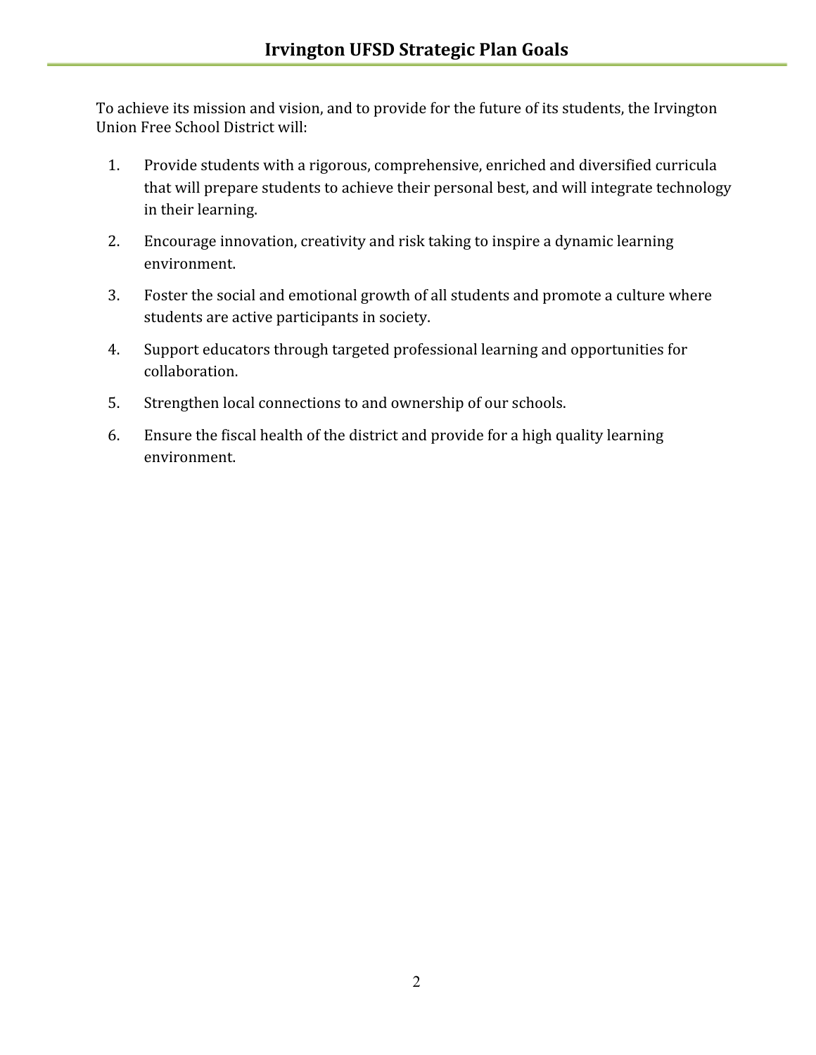# Irvington UFSD Strategic Plan Goals

To achieve its mission and vision, and to provide for the future of its students, the Irvington Union Free School District will:

1. Provide students with a rigorous, comprehensive, enriched and diversified curricula that will prepare students to achieve their personal best, and will integrate technology in their learning.
2. Encourage innovation, creativity and risk taking to inspire a dynamic learning environment.
3. Foster the social and emotional growth of all students and promote a culture where students are active participants in society.
4. Support educators through targeted professional learning and opportunities for collaboration.
5. Strengthen local connections to and ownership of our schools.
6. Ensure the fiscal health of the district and provide for a high quality learning environment.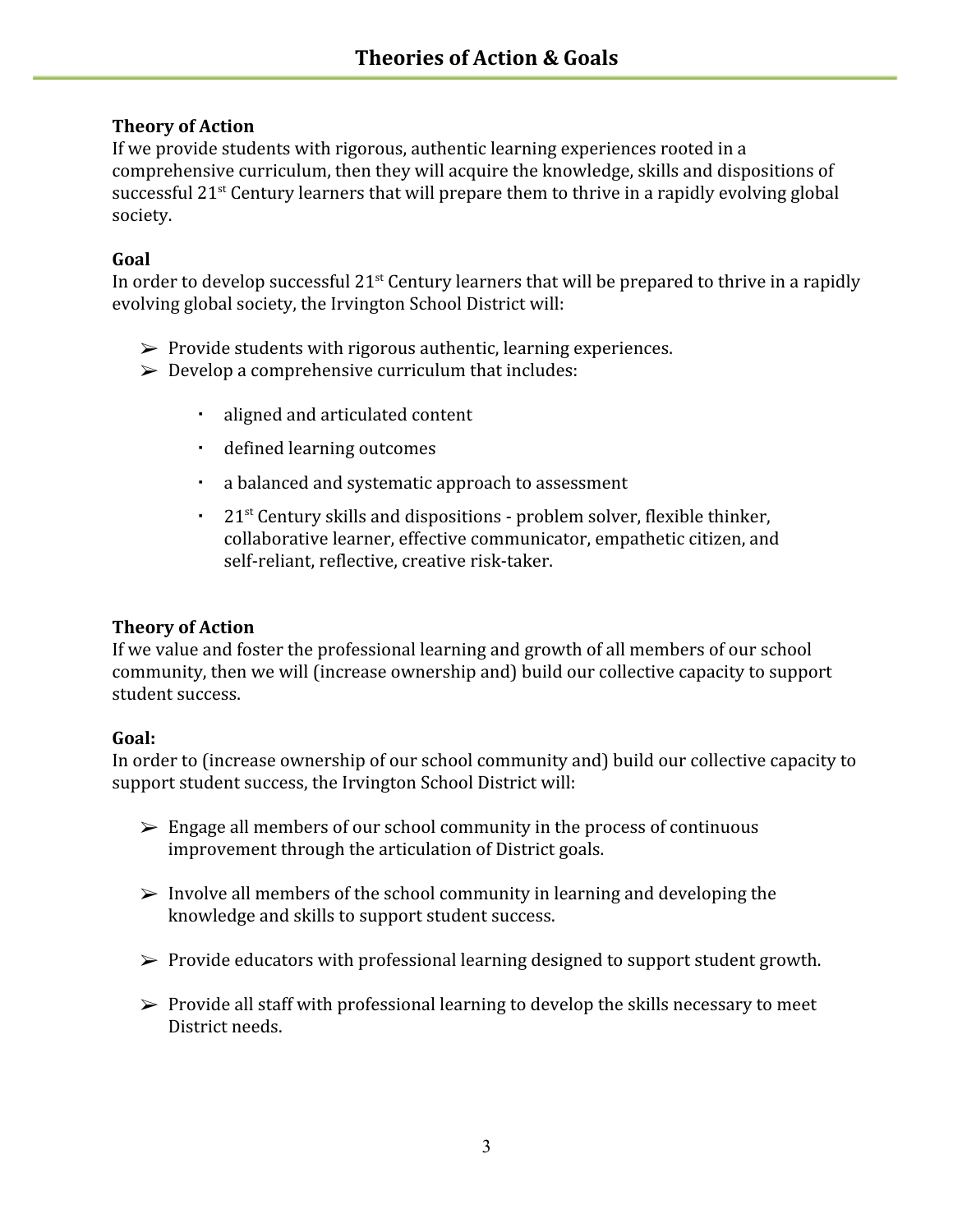# Theories of Action & Goals

**Theory of Action**
If we provide students with rigorous, authentic learning experiences rooted in a comprehensive curriculum, then they will acquire the knowledge, skills and dispositions of successful 21st Century learners that will prepare them to thrive in a rapidly evolving global society.

**Goal**
In order to develop successful 21st Century learners that will be prepared to thrive in a rapidly evolving global society, the Irvington School District will:

- Provide students with rigorous authentic, learning experiences.
- Develop a comprehensive curriculum that includes:
    - aligned and articulated content
    - defined learning outcomes
    - a balanced and systematic approach to assessment
    - 21st Century skills and dispositions - problem solver, flexible thinker, collaborative learner, effective communicator, empathetic citizen, and self-reliant, reflective, creative risk-taker.

**Theory of Action**
If we value and foster the professional learning and growth of all members of our school community, then we will (increase ownership and) build our collective capacity to support student success.

**Goal:**
In order to (increase ownership of our school community and) build our collective capacity to support student success, the Irvington School District will:

- Engage all members of our school community in the process of continuous improvement through the articulation of District goals.
- Involve all members of the school community in learning and developing the knowledge and skills to support student success.
- Provide educators with professional learning designed to support student growth.
- Provide all staff with professional learning to develop the skills necessary to meet District needs.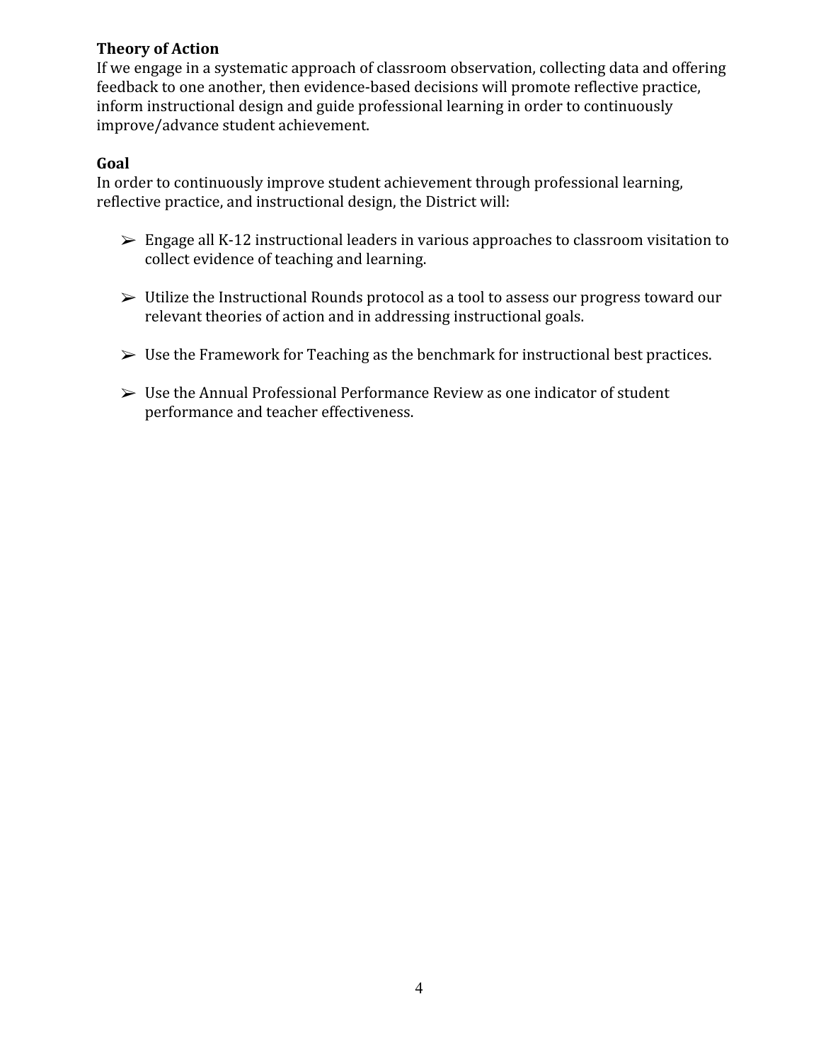**Theory of Action**

If we engage in a systematic approach of classroom observation, collecting data and offering feedback to one another, then evidence-based decisions will promote reflective practice, inform instructional design and guide professional learning in order to continuously improve/advance student achievement.

**Goal**

In order to continuously improve student achievement through professional learning, reflective practice, and instructional design, the District will:

- Engage all K-12 instructional leaders in various approaches to classroom visitation to collect evidence of teaching and learning.
- Utilize the Instructional Rounds protocol as a tool to assess our progress toward our relevant theories of action and in addressing instructional goals.
- Use the Framework for Teaching as the benchmark for instructional best practices.
- Use the Annual Professional Performance Review as one indicator of student performance and teacher effectiveness.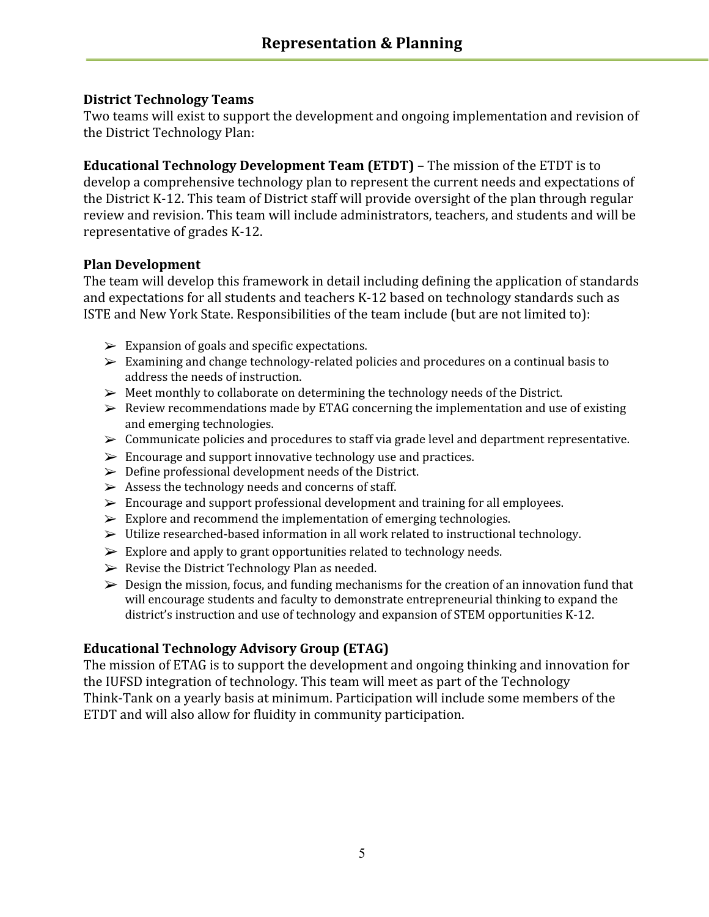# Representation & Planning

**District Technology Teams**

Two teams will exist to support the development and ongoing implementation and revision of the District Technology Plan:

**Educational Technology Development Team (ETDT)** – The mission of the ETDT is to develop a comprehensive technology plan to represent the current needs and expectations of the District K-12. This team of District staff will provide oversight of the plan through regular review and revision. This team will include administrators, teachers, and students and will be representative of grades K-12.

**Plan Development**

The team will develop this framework in detail including defining the application of standards and expectations for all students and teachers K-12 based on technology standards such as ISTE and New York State. Responsibilities of the team include (but are not limited to):

- ➢ Expansion of goals and specific expectations.
- ➢ Examining and change technology-related policies and procedures on a continual basis to address the needs of instruction.
- ➢ Meet monthly to collaborate on determining the technology needs of the District.
- ➢ Review recommendations made by ETAG concerning the implementation and use of existing and emerging technologies.
- ➢ Communicate policies and procedures to staff via grade level and department representative.
- ➢ Encourage and support innovative technology use and practices.
- ➢ Define professional development needs of the District.
- ➢ Assess the technology needs and concerns of staff.
- ➢ Encourage and support professional development and training for all employees.
- ➢ Explore and recommend the implementation of emerging technologies.
- ➢ Utilize researched-based information in all work related to instructional technology.
- ➢ Explore and apply to grant opportunities related to technology needs.
- ➢ Revise the District Technology Plan as needed.
- ➢ Design the mission, focus, and funding mechanisms for the creation of an innovation fund that will encourage students and faculty to demonstrate entrepreneurial thinking to expand the district's instruction and use of technology and expansion of STEM opportunities K-12.

**Educational Technology Advisory Group (ETAG)**

The mission of ETAG is to support the development and ongoing thinking and innovation for the IUFSD integration of technology. This team will meet as part of the Technology Think-Tank on a yearly basis at minimum. Participation will include some members of the ETDT and will also allow for fluidity in community participation.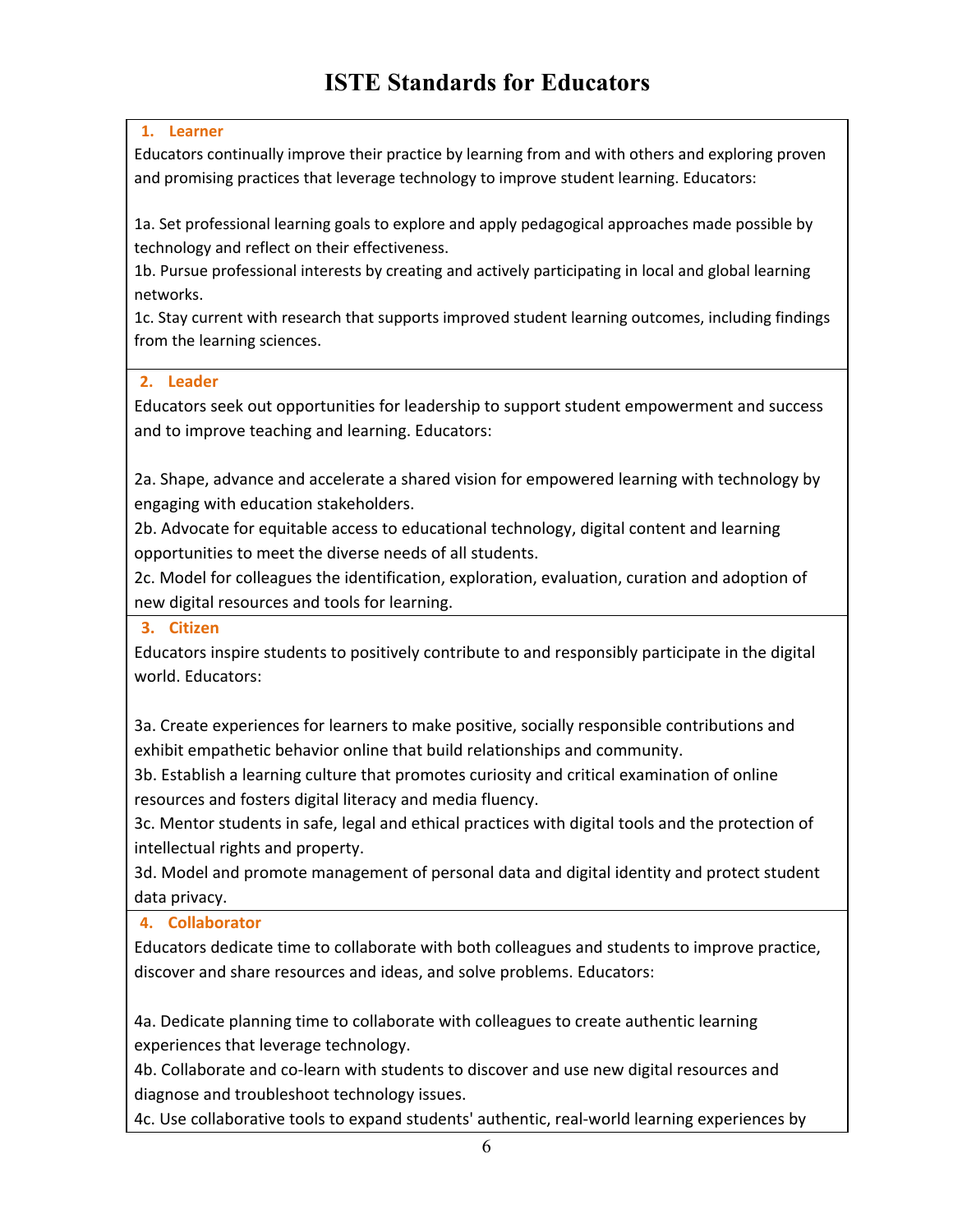# ISTE Standards for Educators

**1. Learner**

Educators continually improve their practice by learning from and with others and exploring proven and promising practices that leverage technology to improve student learning. Educators:

1a. Set professional learning goals to explore and apply pedagogical approaches made possible by technology and reflect on their effectiveness.
1b. Pursue professional interests by creating and actively participating in local and global learning networks.
1c. Stay current with research that supports improved student learning outcomes, including findings from the learning sciences.

**2. Leader**

Educators seek out opportunities for leadership to support student empowerment and success and to improve teaching and learning. Educators:

2a. Shape, advance and accelerate a shared vision for empowered learning with technology by engaging with education stakeholders.
2b. Advocate for equitable access to educational technology, digital content and learning opportunities to meet the diverse needs of all students.
2c. Model for colleagues the identification, exploration, evaluation, curation and adoption of new digital resources and tools for learning.

**3. Citizen**

Educators inspire students to positively contribute to and responsibly participate in the digital world. Educators:

3a. Create experiences for learners to make positive, socially responsible contributions and exhibit empathetic behavior online that build relationships and community.
3b. Establish a learning culture that promotes curiosity and critical examination of online resources and fosters digital literacy and media fluency.
3c. Mentor students in safe, legal and ethical practices with digital tools and the protection of intellectual rights and property.
3d. Model and promote management of personal data and digital identity and protect student data privacy.

**4. Collaborator**

Educators dedicate time to collaborate with both colleagues and students to improve practice, discover and share resources and ideas, and solve problems. Educators:

4a. Dedicate planning time to collaborate with colleagues to create authentic learning experiences that leverage technology.
4b. Collaborate and co-learn with students to discover and use new digital resources and diagnose and troubleshoot technology issues.
4c. Use collaborative tools to expand students' authentic, real-world learning experiences by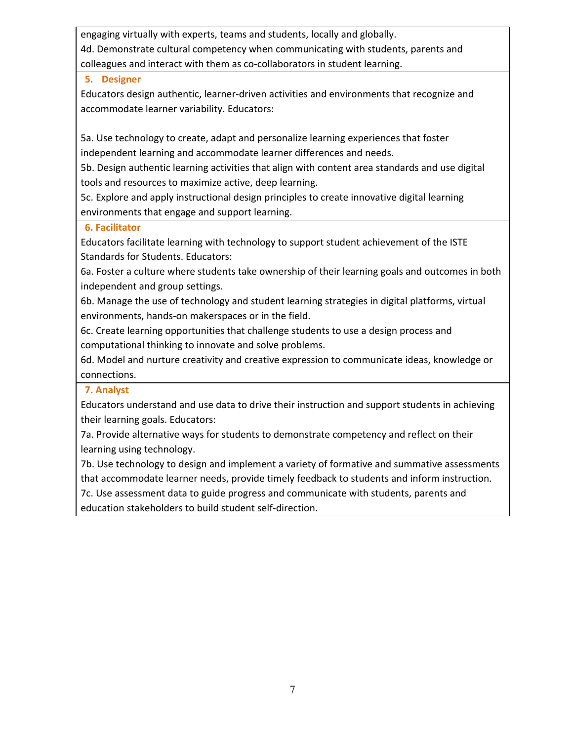engaging virtually with experts, teams and students, locally and globally.
4d. Demonstrate cultural competency when communicating with students, parents and colleagues and interact with them as co-collaborators in student learning.

**5. Designer**

Educators design authentic, learner-driven activities and environments that recognize and accommodate learner variability. Educators:

5a. Use technology to create, adapt and personalize learning experiences that foster independent learning and accommodate learner differences and needs.
5b. Design authentic learning activities that align with content area standards and use digital tools and resources to maximize active, deep learning.
5c. Explore and apply instructional design principles to create innovative digital learning environments that engage and support learning.

**6. Facilitator**

Educators facilitate learning with technology to support student achievement of the ISTE Standards for Students. Educators:
6a. Foster a culture where students take ownership of their learning goals and outcomes in both independent and group settings.
6b. Manage the use of technology and student learning strategies in digital platforms, virtual environments, hands-on makerspaces or in the field.
6c. Create learning opportunities that challenge students to use a design process and computational thinking to innovate and solve problems.
6d. Model and nurture creativity and creative expression to communicate ideas, knowledge or connections.

**7. Analyst**

Educators understand and use data to drive their instruction and support students in achieving their learning goals. Educators:
7a. Provide alternative ways for students to demonstrate competency and reflect on their learning using technology.
7b. Use technology to design and implement a variety of formative and summative assessments that accommodate learner needs, provide timely feedback to students and inform instruction.
7c. Use assessment data to guide progress and communicate with students, parents and education stakeholders to build student self-direction.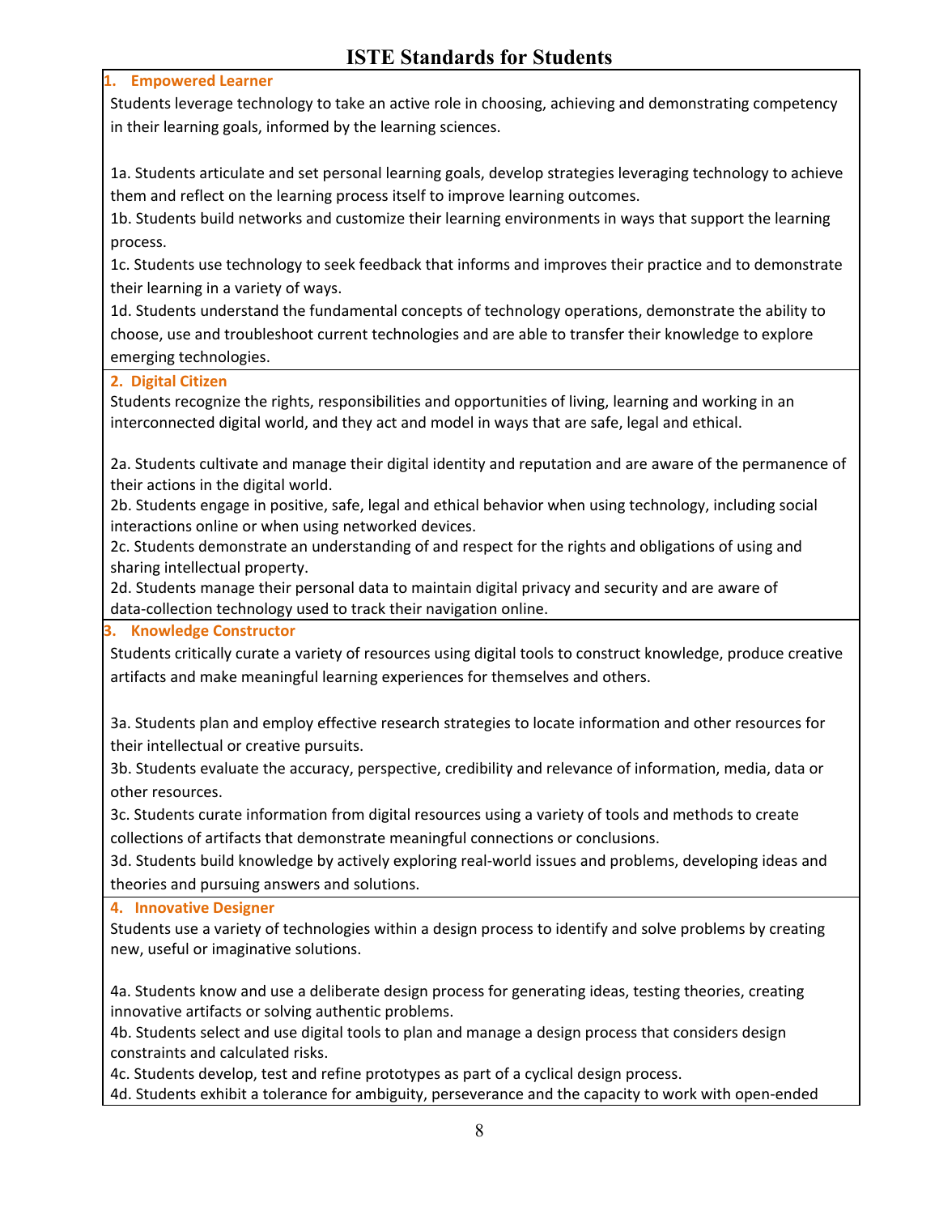# ISTE Standards for Students

### 1. Empowered Learner

Students leverage technology to take an active role in choosing, achieving and demonstrating competency in their learning goals, informed by the learning sciences.

1a. Students articulate and set personal learning goals, develop strategies leveraging technology to achieve them and reflect on the learning process itself to improve learning outcomes.
1b. Students build networks and customize their learning environments in ways that support the learning process.
1c. Students use technology to seek feedback that informs and improves their practice and to demonstrate their learning in a variety of ways.
1d. Students understand the fundamental concepts of technology operations, demonstrate the ability to choose, use and troubleshoot current technologies and are able to transfer their knowledge to explore emerging technologies.

### 2. Digital Citizen

Students recognize the rights, responsibilities and opportunities of living, learning and working in an interconnected digital world, and they act and model in ways that are safe, legal and ethical.

2a. Students cultivate and manage their digital identity and reputation and are aware of the permanence of their actions in the digital world.
2b. Students engage in positive, safe, legal and ethical behavior when using technology, including social interactions online or when using networked devices.
2c. Students demonstrate an understanding of and respect for the rights and obligations of using and sharing intellectual property.
2d. Students manage their personal data to maintain digital privacy and security and are aware of data-collection technology used to track their navigation online.

### 3. Knowledge Constructor

Students critically curate a variety of resources using digital tools to construct knowledge, produce creative artifacts and make meaningful learning experiences for themselves and others.

3a. Students plan and employ effective research strategies to locate information and other resources for their intellectual or creative pursuits.
3b. Students evaluate the accuracy, perspective, credibility and relevance of information, media, data or other resources.
3c. Students curate information from digital resources using a variety of tools and methods to create collections of artifacts that demonstrate meaningful connections or conclusions.
3d. Students build knowledge by actively exploring real-world issues and problems, developing ideas and theories and pursuing answers and solutions.

### 4. Innovative Designer

Students use a variety of technologies within a design process to identify and solve problems by creating new, useful or imaginative solutions.

4a. Students know and use a deliberate design process for generating ideas, testing theories, creating innovative artifacts or solving authentic problems.
4b. Students select and use digital tools to plan and manage a design process that considers design constraints and calculated risks.
4c. Students develop, test and refine prototypes as part of a cyclical design process.
4d. Students exhibit a tolerance for ambiguity, perseverance and the capacity to work with open-ended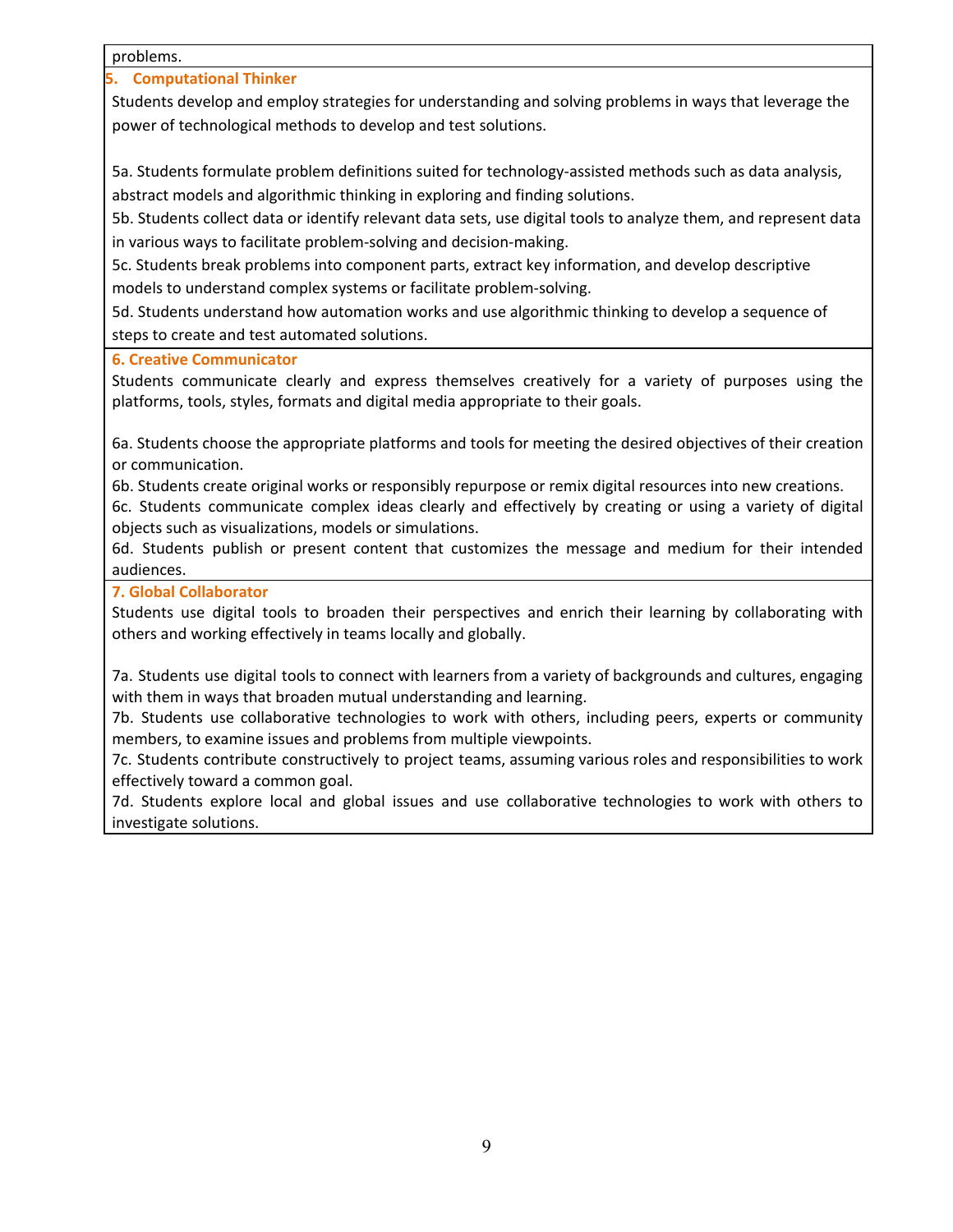problems.

**5. Computational Thinker**

Students develop and employ strategies for understanding and solving problems in ways that leverage the power of technological methods to develop and test solutions.

5a. Students formulate problem definitions suited for technology-assisted methods such as data analysis, abstract models and algorithmic thinking in exploring and finding solutions.
5b. Students collect data or identify relevant data sets, use digital tools to analyze them, and represent data in various ways to facilitate problem-solving and decision-making.
5c. Students break problems into component parts, extract key information, and develop descriptive models to understand complex systems or facilitate problem-solving.
5d. Students understand how automation works and use algorithmic thinking to develop a sequence of steps to create and test automated solutions.

**6. Creative Communicator**

Students communicate clearly and express themselves creatively for a variety of purposes using the platforms, tools, styles, formats and digital media appropriate to their goals.

6a. Students choose the appropriate platforms and tools for meeting the desired objectives of their creation or communication.
6b. Students create original works or responsibly repurpose or remix digital resources into new creations.
6c. Students communicate complex ideas clearly and effectively by creating or using a variety of digital objects such as visualizations, models or simulations.
6d. Students publish or present content that customizes the message and medium for their intended audiences.

**7. Global Collaborator**

Students use digital tools to broaden their perspectives and enrich their learning by collaborating with others and working effectively in teams locally and globally.

7a. Students use digital tools to connect with learners from a variety of backgrounds and cultures, engaging with them in ways that broaden mutual understanding and learning.
7b. Students use collaborative technologies to work with others, including peers, experts or community members, to examine issues and problems from multiple viewpoints.
7c. Students contribute constructively to project teams, assuming various roles and responsibilities to work effectively toward a common goal.
7d. Students explore local and global issues and use collaborative technologies to work with others to investigate solutions.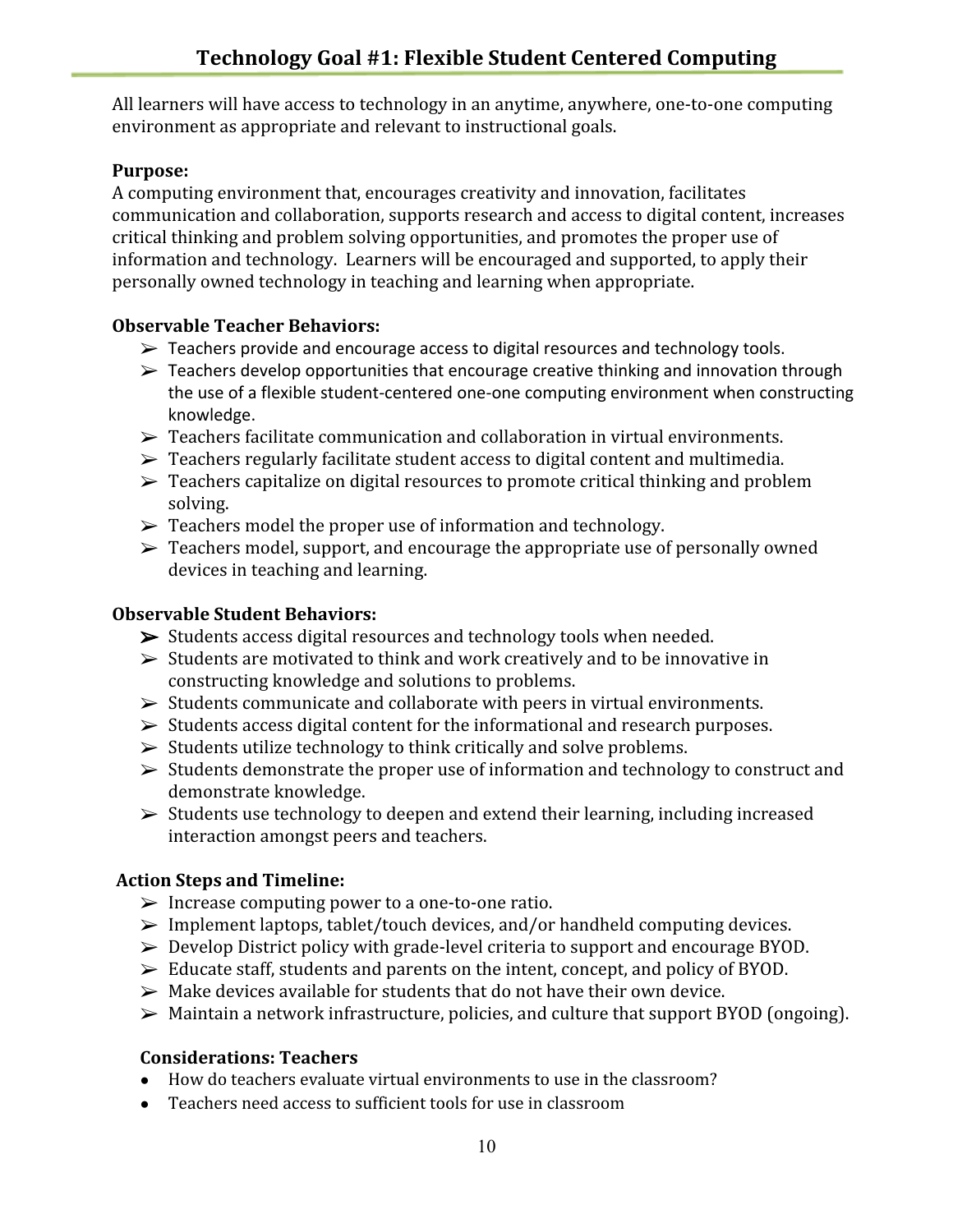## Technology Goal #1: Flexible Student Centered Computing

All learners will have access to technology in an anytime, anywhere, one-to-one computing environment as appropriate and relevant to instructional goals.

**Purpose:**
A computing environment that, encourages creativity and innovation, facilitates communication and collaboration, supports research and access to digital content, increases critical thinking and problem solving opportunities, and promotes the proper use of information and technology. Learners will be encouraged and supported, to apply their personally owned technology in teaching and learning when appropriate.

**Observable Teacher Behaviors:**

- Teachers provide and encourage access to digital resources and technology tools.
- Teachers develop opportunities that encourage creative thinking and innovation through the use of a flexible student-centered one-one computing environment when constructing knowledge.
- Teachers facilitate communication and collaboration in virtual environments.
- Teachers regularly facilitate student access to digital content and multimedia.
- Teachers capitalize on digital resources to promote critical thinking and problem solving.
- Teachers model the proper use of information and technology.
- Teachers model, support, and encourage the appropriate use of personally owned devices in teaching and learning.

**Observable Student Behaviors:**

- Students access digital resources and technology tools when needed.
- Students are motivated to think and work creatively and to be innovative in constructing knowledge and solutions to problems.
- Students communicate and collaborate with peers in virtual environments.
- Students access digital content for the informational and research purposes.
- Students utilize technology to think critically and solve problems.
- Students demonstrate the proper use of information and technology to construct and demonstrate knowledge.
- Students use technology to deepen and extend their learning, including increased interaction amongst peers and teachers.

**Action Steps and Timeline:**

- Increase computing power to a one-to-one ratio.
- Implement laptops, tablet/touch devices, and/or handheld computing devices.
- Develop District policy with grade-level criteria to support and encourage BYOD.
- Educate staff, students and parents on the intent, concept, and policy of BYOD.
- Make devices available for students that do not have their own device.
- Maintain a network infrastructure, policies, and culture that support BYOD (ongoing).

**Considerations: Teachers**

- How do teachers evaluate virtual environments to use in the classroom?
- Teachers need access to sufficient tools for use in classroom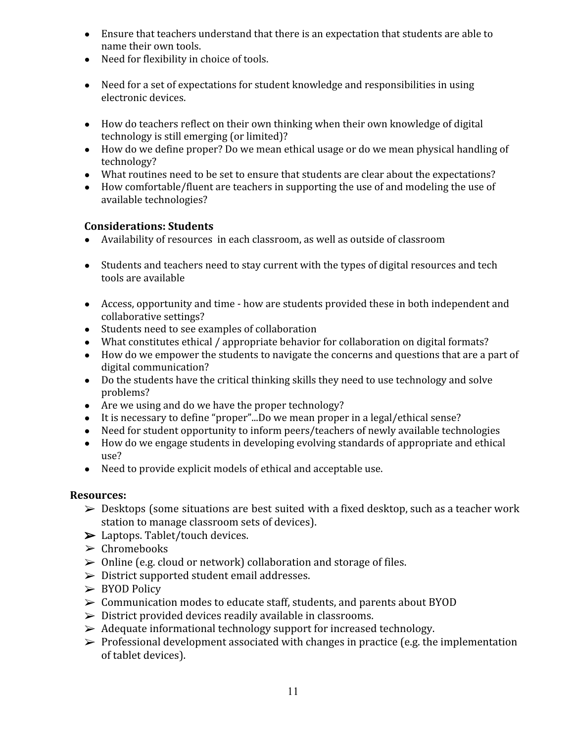- Ensure that teachers understand that there is an expectation that students are able to name their own tools.
- Need for flexibility in choice of tools.

- Need for a set of expectations for student knowledge and responsibilities in using electronic devices.

- How do teachers reflect on their own thinking when their own knowledge of digital technology is still emerging (or limited)?
- How do we define proper? Do we mean ethical usage or do we mean physical handling of technology?
- What routines need to be set to ensure that students are clear about the expectations?
- How comfortable/fluent are teachers in supporting the use of and modeling the use of available technologies?

**Considerations: Students**

- Availability of resources in each classroom, as well as outside of classroom

- Students and teachers need to stay current with the types of digital resources and tech tools are available

- Access, opportunity and time - how are students provided these in both independent and collaborative settings?
- Students need to see examples of collaboration
- What constitutes ethical / appropriate behavior for collaboration on digital formats?
- How do we empower the students to navigate the concerns and questions that are a part of digital communication?
- Do the students have the critical thinking skills they need to use technology and solve problems?
- Are we using and do we have the proper technology?
- It is necessary to define "proper"...Do we mean proper in a legal/ethical sense?
- Need for student opportunity to inform peers/teachers of newly available technologies
- How do we engage students in developing evolving standards of appropriate and ethical use?
- Need to provide explicit models of ethical and acceptable use.

**Resources:**

- ➢ Desktops (some situations are best suited with a fixed desktop, such as a teacher work station to manage classroom sets of devices).
- ➢ Laptops. Tablet/touch devices.
- ➢ Chromebooks
- ➢ Online (e.g. cloud or network) collaboration and storage of files.
- ➢ District supported student email addresses.
- ➢ BYOD Policy
- ➢ Communication modes to educate staff, students, and parents about BYOD
- ➢ District provided devices readily available in classrooms.
- ➢ Adequate informational technology support for increased technology.
- ➢ Professional development associated with changes in practice (e.g. the implementation of tablet devices).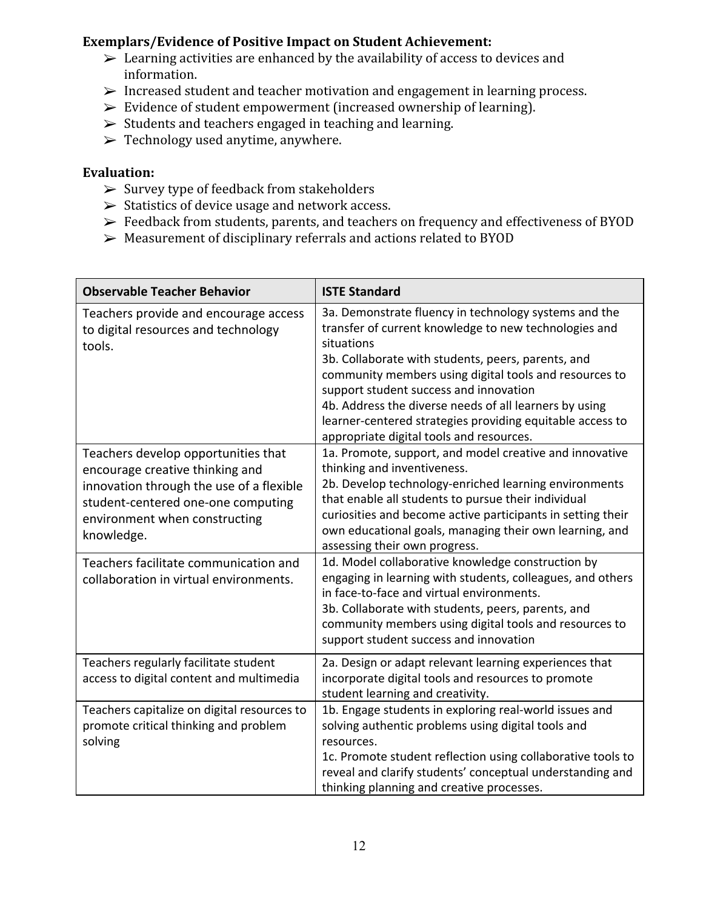**Exemplars/Evidence of Positive Impact on Student Achievement:**

- Learning activities are enhanced by the availability of access to devices and information.
- Increased student and teacher motivation and engagement in learning process.
- Evidence of student empowerment (increased ownership of learning).
- Students and teachers engaged in teaching and learning.
- Technology used anytime, anywhere.

**Evaluation:**

- Survey type of feedback from stakeholders
- Statistics of device usage and network access.
- Feedback from students, parents, and teachers on frequency and effectiveness of BYOD
- Measurement of disciplinary referrals and actions related to BYOD

| **Observable Teacher Behavior** | **ISTE Standard** |
|---|---|
| Teachers provide and encourage access to digital resources and technology tools. | 3a. Demonstrate fluency in technology systems and the transfer of current knowledge to new technologies and situations<br>3b. Collaborate with students, peers, parents, and community members using digital tools and resources to support student success and innovation<br>4b. Address the diverse needs of all learners by using learner-centered strategies providing equitable access to appropriate digital tools and resources. |
| Teachers develop opportunities that encourage creative thinking and innovation through the use of a flexible student-centered one-one computing environment when constructing knowledge. | 1a. Promote, support, and model creative and innovative thinking and inventiveness.<br>2b. Develop technology-enriched learning environments that enable all students to pursue their individual curiosities and become active participants in setting their own educational goals, managing their own learning, and assessing their own progress. |
| Teachers facilitate communication and collaboration in virtual environments. | 1d. Model collaborative knowledge construction by engaging in learning with students, colleagues, and others in face-to-face and virtual environments.<br>3b. Collaborate with students, peers, parents, and community members using digital tools and resources to support student success and innovation |
| Teachers regularly facilitate student access to digital content and multimedia | 2a. Design or adapt relevant learning experiences that incorporate digital tools and resources to promote student learning and creativity. |
| Teachers capitalize on digital resources to promote critical thinking and problem solving | 1b. Engage students in exploring real-world issues and solving authentic problems using digital tools and resources.<br>1c. Promote student reflection using collaborative tools to reveal and clarify students' conceptual understanding and thinking planning and creative processes. |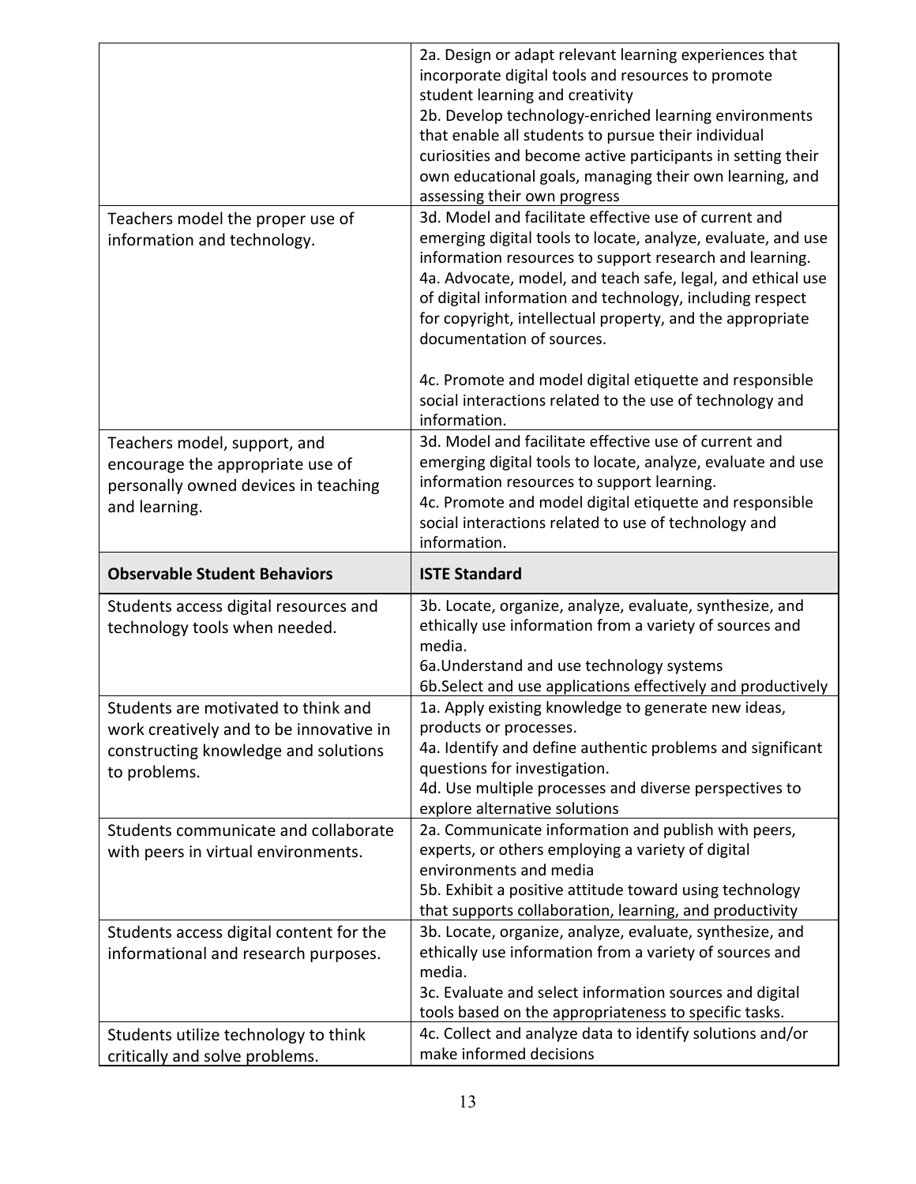| | |
|---|---|
| | 2a. Design or adapt relevant learning experiences that incorporate digital tools and resources to promote student learning and creativity<br>2b. Develop technology-enriched learning environments that enable all students to pursue their individual curiosities and become active participants in setting their own educational goals, managing their own learning, and assessing their own progress |
| Teachers model the proper use of information and technology. | 3d. Model and facilitate effective use of current and emerging digital tools to locate, analyze, evaluate, and use information resources to support research and learning.<br>4a. Advocate, model, and teach safe, legal, and ethical use of digital information and technology, including respect for copyright, intellectual property, and the appropriate documentation of sources.<br><br>4c. Promote and model digital etiquette and responsible social interactions related to the use of technology and information. |
| Teachers model, support, and encourage the appropriate use of personally owned devices in teaching and learning. | 3d. Model and facilitate effective use of current and emerging digital tools to locate, analyze, evaluate and use information resources to support learning.<br>4c. Promote and model digital etiquette and responsible social interactions related to use of technology and information. |
| **Observable Student Behaviors** | **ISTE Standard** |
| Students access digital resources and technology tools when needed. | 3b. Locate, organize, analyze, evaluate, synthesize, and ethically use information from a variety of sources and media.<br>6a.Understand and use technology systems<br>6b.Select and use applications effectively and productively |
| Students are motivated to think and work creatively and to be innovative in constructing knowledge and solutions to problems. | 1a. Apply existing knowledge to generate new ideas, products or processes.<br>4a. Identify and define authentic problems and significant questions for investigation.<br>4d. Use multiple processes and diverse perspectives to explore alternative solutions |
| Students communicate and collaborate with peers in virtual environments. | 2a. Communicate information and publish with peers, experts, or others employing a variety of digital environments and media<br>5b. Exhibit a positive attitude toward using technology that supports collaboration, learning, and productivity |
| Students access digital content for the informational and research purposes. | 3b. Locate, organize, analyze, evaluate, synthesize, and ethically use information from a variety of sources and media.<br>3c. Evaluate and select information sources and digital tools based on the appropriateness to specific tasks. |
| Students utilize technology to think critically and solve problems. | 4c. Collect and analyze data to identify solutions and/or make informed decisions |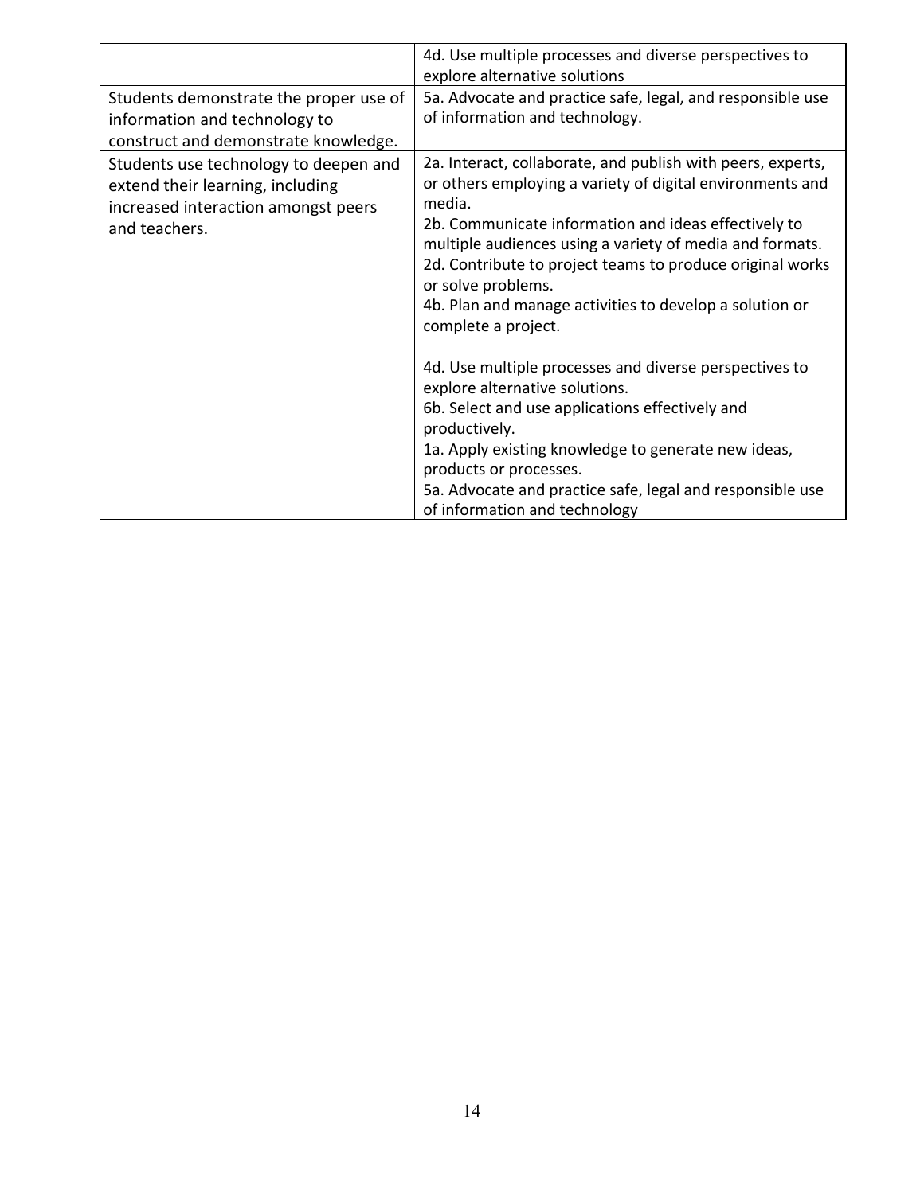| | |
|---|---|
| | 4d. Use multiple processes and diverse perspectives to explore alternative solutions |
| Students demonstrate the proper use of information and technology to construct and demonstrate knowledge. | 5a. Advocate and practice safe, legal, and responsible use of information and technology. |
| Students use technology to deepen and extend their learning, including increased interaction amongst peers and teachers. | 2a. Interact, collaborate, and publish with peers, experts, or others employing a variety of digital environments and media.<br>2b. Communicate information and ideas effectively to multiple audiences using a variety of media and formats.<br>2d. Contribute to project teams to produce original works or solve problems.<br>4b. Plan and manage activities to develop a solution or complete a project.<br><br>4d. Use multiple processes and diverse perspectives to explore alternative solutions.<br>6b. Select and use applications effectively and productively.<br>1a. Apply existing knowledge to generate new ideas, products or processes.<br>5a. Advocate and practice safe, legal and responsible use of information and technology |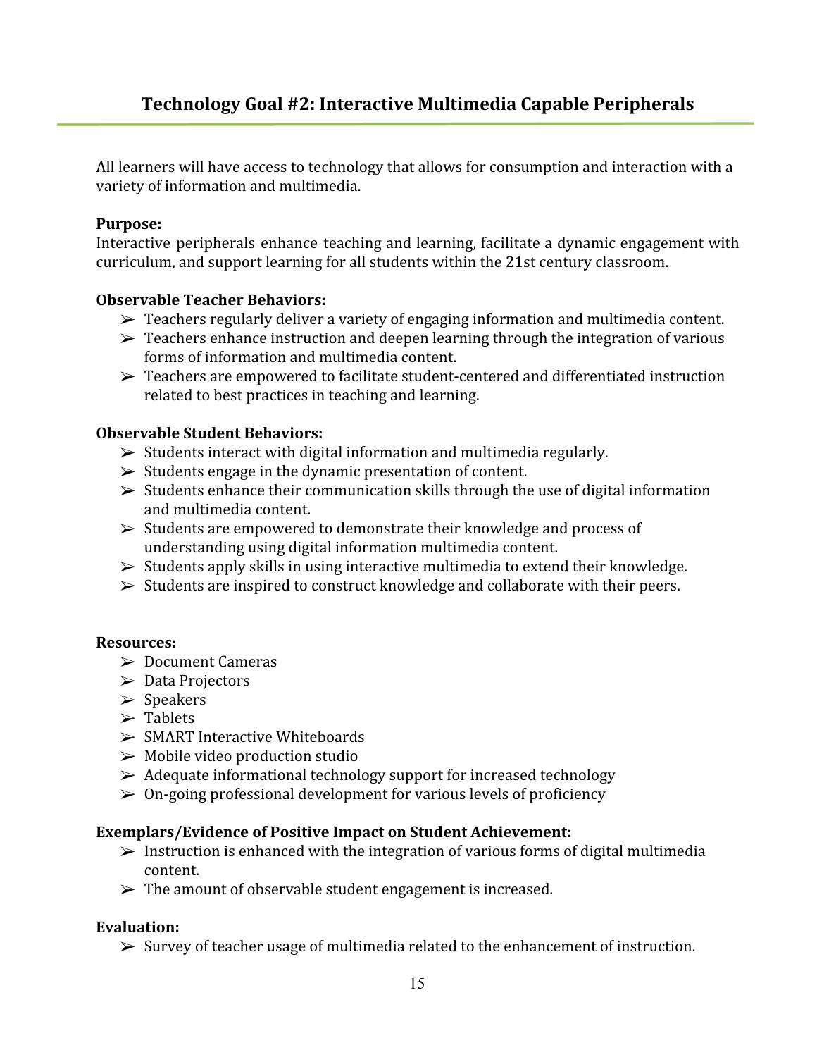## Technology Goal #2: Interactive Multimedia Capable Peripherals

All learners will have access to technology that allows for consumption and interaction with a variety of information and multimedia.

**Purpose:**
Interactive peripherals enhance teaching and learning, facilitate a dynamic engagement with curriculum, and support learning for all students within the 21st century classroom.

**Observable Teacher Behaviors:**

- Teachers regularly deliver a variety of engaging information and multimedia content.
- Teachers enhance instruction and deepen learning through the integration of various forms of information and multimedia content.
- Teachers are empowered to facilitate student-centered and differentiated instruction related to best practices in teaching and learning.

**Observable Student Behaviors:**

- Students interact with digital information and multimedia regularly.
- Students engage in the dynamic presentation of content.
- Students enhance their communication skills through the use of digital information and multimedia content.
- Students are empowered to demonstrate their knowledge and process of understanding using digital information multimedia content.
- Students apply skills in using interactive multimedia to extend their knowledge.
- Students are inspired to construct knowledge and collaborate with their peers.

**Resources:**

- Document Cameras
- Data Projectors
- Speakers
- Tablets
- SMART Interactive Whiteboards
- Mobile video production studio
- Adequate informational technology support for increased technology
- On-going professional development for various levels of proficiency

**Exemplars/Evidence of Positive Impact on Student Achievement:**

- Instruction is enhanced with the integration of various forms of digital multimedia content.
- The amount of observable student engagement is increased.

**Evaluation:**

- Survey of teacher usage of multimedia related to the enhancement of instruction.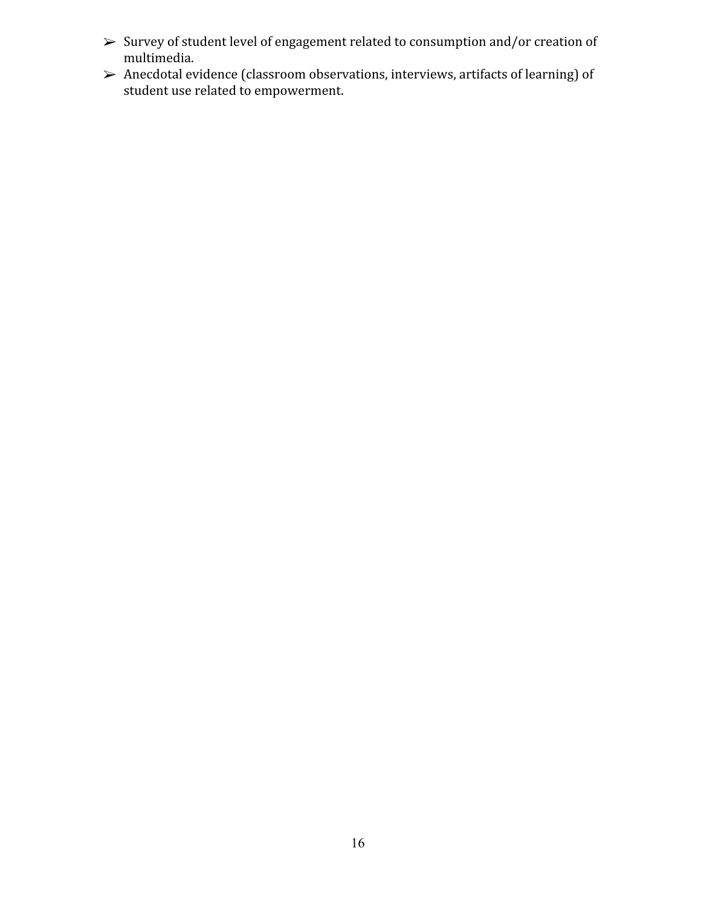- Survey of student level of engagement related to consumption and/or creation of multimedia.
- Anecdotal evidence (classroom observations, interviews, artifacts of learning) of student use related to empowerment.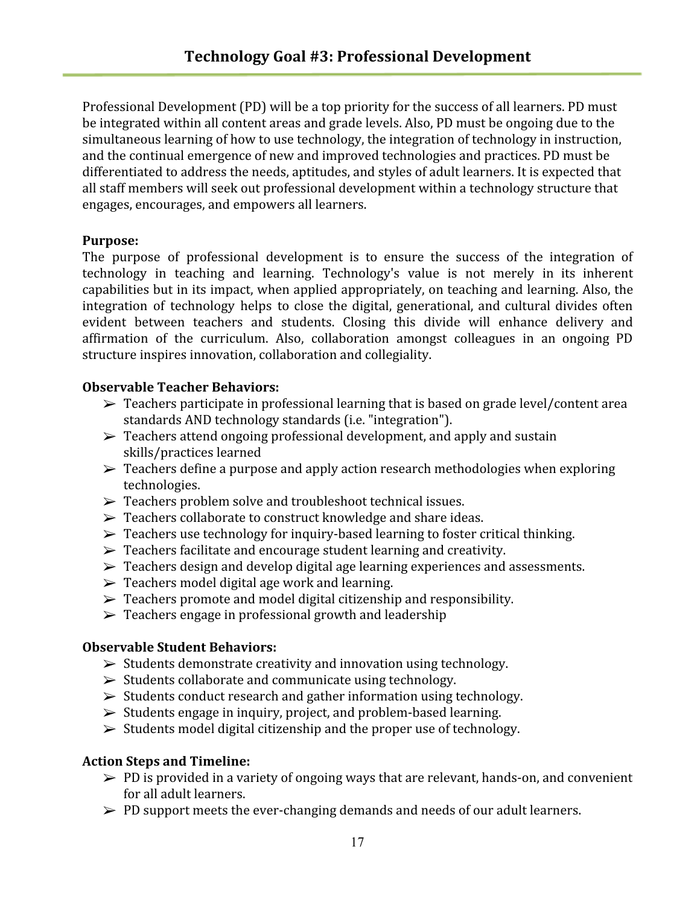## Technology Goal #3: Professional Development

Professional Development (PD) will be a top priority for the success of all learners. PD must be integrated within all content areas and grade levels. Also, PD must be ongoing due to the simultaneous learning of how to use technology, the integration of technology in instruction, and the continual emergence of new and improved technologies and practices. PD must be differentiated to address the needs, aptitudes, and styles of adult learners. It is expected that all staff members will seek out professional development within a technology structure that engages, encourages, and empowers all learners.

**Purpose:**
The purpose of professional development is to ensure the success of the integration of technology in teaching and learning. Technology's value is not merely in its inherent capabilities but in its impact, when applied appropriately, on teaching and learning. Also, the integration of technology helps to close the digital, generational, and cultural divides often evident between teachers and students. Closing this divide will enhance delivery and affirmation of the curriculum. Also, collaboration amongst colleagues in an ongoing PD structure inspires innovation, collaboration and collegiality.

**Observable Teacher Behaviors:**

- Teachers participate in professional learning that is based on grade level/content area standards AND technology standards (i.e. "integration").
- Teachers attend ongoing professional development, and apply and sustain skills/practices learned
- Teachers define a purpose and apply action research methodologies when exploring technologies.
- Teachers problem solve and troubleshoot technical issues.
- Teachers collaborate to construct knowledge and share ideas.
- Teachers use technology for inquiry-based learning to foster critical thinking.
- Teachers facilitate and encourage student learning and creativity.
- Teachers design and develop digital age learning experiences and assessments.
- Teachers model digital age work and learning.
- Teachers promote and model digital citizenship and responsibility.
- Teachers engage in professional growth and leadership

**Observable Student Behaviors:**

- Students demonstrate creativity and innovation using technology.
- Students collaborate and communicate using technology.
- Students conduct research and gather information using technology.
- Students engage in inquiry, project, and problem-based learning.
- Students model digital citizenship and the proper use of technology.

**Action Steps and Timeline:**

- PD is provided in a variety of ongoing ways that are relevant, hands-on, and convenient for all adult learners.
- PD support meets the ever-changing demands and needs of our adult learners.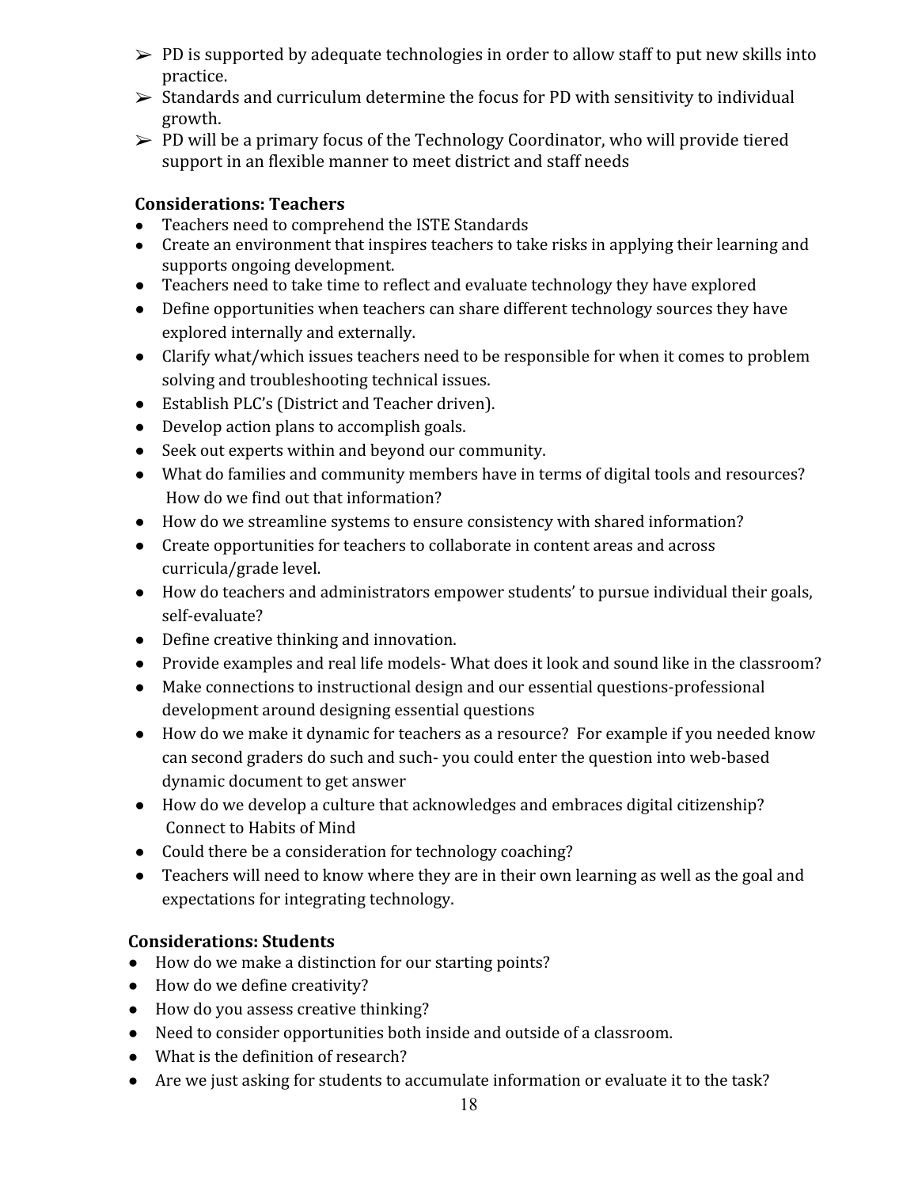- ➢ PD is supported by adequate technologies in order to allow staff to put new skills into practice.
- ➢ Standards and curriculum determine the focus for PD with sensitivity to individual growth.
- ➢ PD will be a primary focus of the Technology Coordinator, who will provide tiered support in an flexible manner to meet district and staff needs

**Considerations: Teachers**

- Teachers need to comprehend the ISTE Standards
- Create an environment that inspires teachers to take risks in applying their learning and supports ongoing development.
- Teachers need to take time to reflect and evaluate technology they have explored
- Define opportunities when teachers can share different technology sources they have explored internally and externally.
- Clarify what/which issues teachers need to be responsible for when it comes to problem solving and troubleshooting technical issues.
- Establish PLC's (District and Teacher driven).
- Develop action plans to accomplish goals.
- Seek out experts within and beyond our community.
- What do families and community members have in terms of digital tools and resources? How do we find out that information?
- How do we streamline systems to ensure consistency with shared information?
- Create opportunities for teachers to collaborate in content areas and across curricula/grade level.
- How do teachers and administrators empower students' to pursue individual their goals, self-evaluate?
- Define creative thinking and innovation.
- Provide examples and real life models- What does it look and sound like in the classroom?
- Make connections to instructional design and our essential questions-professional development around designing essential questions
- How do we make it dynamic for teachers as a resource? For example if you needed know can second graders do such and such- you could enter the question into web-based dynamic document to get answer
- How do we develop a culture that acknowledges and embraces digital citizenship? Connect to Habits of Mind
- Could there be a consideration for technology coaching?
- Teachers will need to know where they are in their own learning as well as the goal and expectations for integrating technology.

**Considerations: Students**

- How do we make a distinction for our starting points?
- How do we define creativity?
- How do you assess creative thinking?
- Need to consider opportunities both inside and outside of a classroom.
- What is the definition of research?
- Are we just asking for students to accumulate information or evaluate it to the task?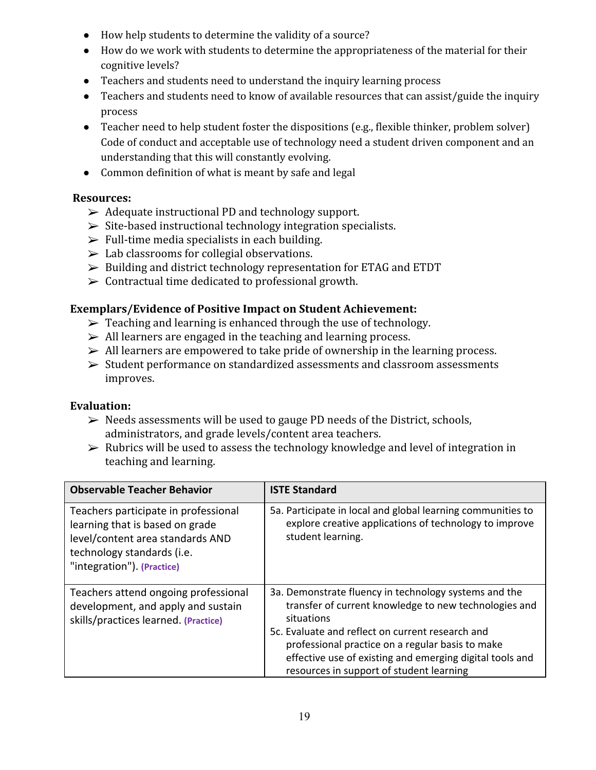- How help students to determine the validity of a source?
- How do we work with students to determine the appropriateness of the material for their cognitive levels?
- Teachers and students need to understand the inquiry learning process
- Teachers and students need to know of available resources that can assist/guide the inquiry process
- Teacher need to help student foster the dispositions (e.g., flexible thinker, problem solver) Code of conduct and acceptable use of technology need a student driven component and an understanding that this will constantly evolving.
- Common definition of what is meant by safe and legal

**Resources:**

- ➢ Adequate instructional PD and technology support.
- ➢ Site-based instructional technology integration specialists.
- ➢ Full-time media specialists in each building.
- ➢ Lab classrooms for collegial observations.
- ➢ Building and district technology representation for ETAG and ETDT
- ➢ Contractual time dedicated to professional growth.

**Exemplars/Evidence of Positive Impact on Student Achievement:**

- ➢ Teaching and learning is enhanced through the use of technology.
- ➢ All learners are engaged in the teaching and learning process.
- ➢ All learners are empowered to take pride of ownership in the learning process.
- ➢ Student performance on standardized assessments and classroom assessments improves.

**Evaluation:**

- ➢ Needs assessments will be used to gauge PD needs of the District, schools, administrators, and grade levels/content area teachers.
- ➢ Rubrics will be used to assess the technology knowledge and level of integration in teaching and learning.

| Observable Teacher Behavior | ISTE Standard |
|---|---|
| Teachers participate in professional learning that is based on grade level/content area standards AND technology standards (i.e. "integration"). **(Practice)** | 5a. Participate in local and global learning communities to explore creative applications of technology to improve student learning. |
| Teachers attend ongoing professional development, and apply and sustain skills/practices learned. **(Practice)** | 3a. Demonstrate fluency in technology systems and the transfer of current knowledge to new technologies and situations<br>5c. Evaluate and reflect on current research and professional practice on a regular basis to make effective use of existing and emerging digital tools and resources in support of student learning |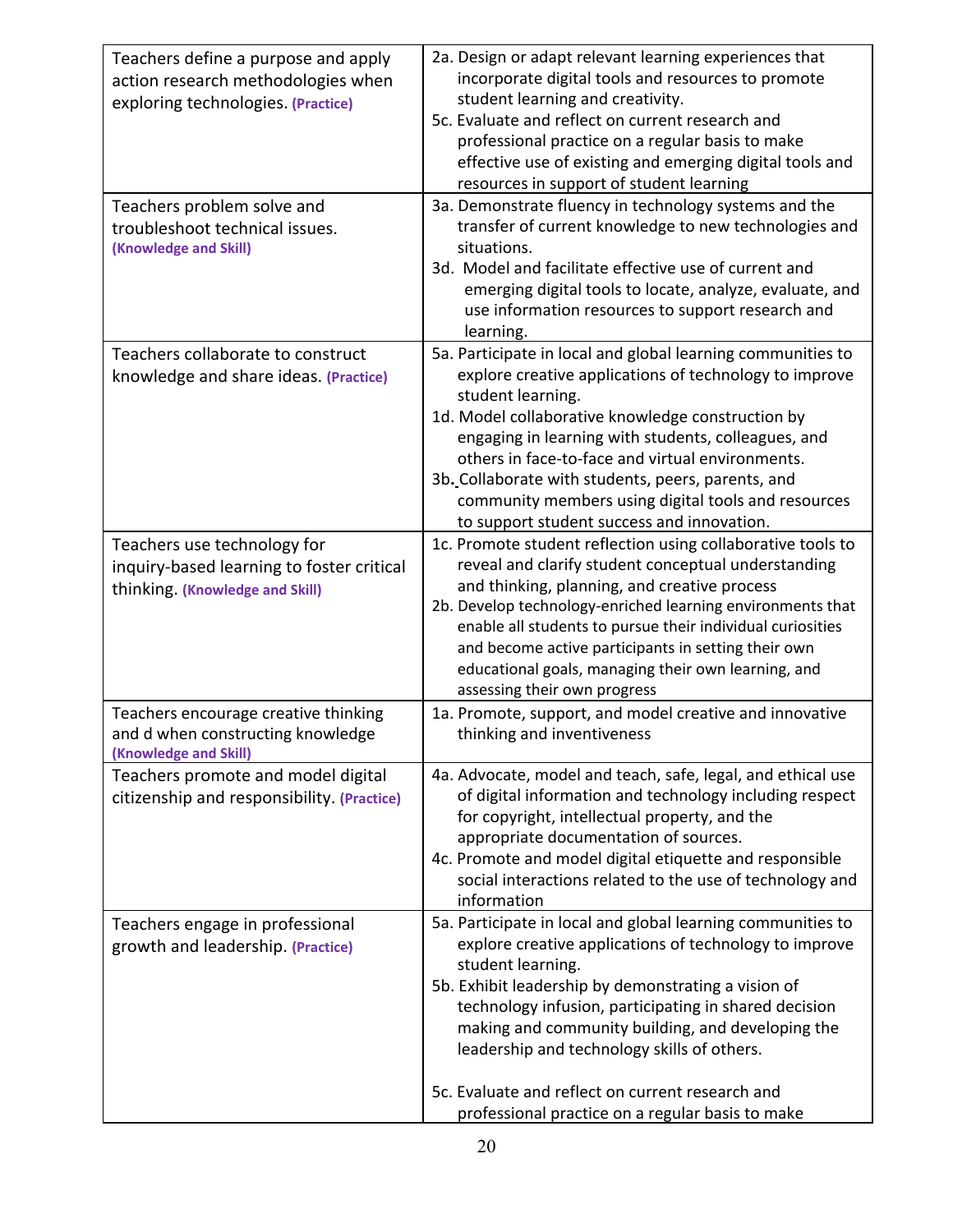| | |
|---|---|
| Teachers define a purpose and apply action research methodologies when exploring technologies. **(Practice)** | 2a. Design or adapt relevant learning experiences that incorporate digital tools and resources to promote student learning and creativity.<br>5c. Evaluate and reflect on current research and professional practice on a regular basis to make effective use of existing and emerging digital tools and resources in support of student learning |
| Teachers problem solve and troubleshoot technical issues. **(Knowledge and Skill)** | 3a. Demonstrate fluency in technology systems and the transfer of current knowledge to new technologies and situations.<br>3d. Model and facilitate effective use of current and emerging digital tools to locate, analyze, evaluate, and use information resources to support research and learning. |
| Teachers collaborate to construct knowledge and share ideas. **(Practice)** | 5a. Participate in local and global learning communities to explore creative applications of technology to improve student learning.<br>1d. Model collaborative knowledge construction by engaging in learning with students, colleagues, and others in face-to-face and virtual environments.<br>3b. Collaborate with students, peers, parents, and community members using digital tools and resources to support student success and innovation. |
| Teachers use technology for inquiry-based learning to foster critical thinking. **(Knowledge and Skill)** | 1c. Promote student reflection using collaborative tools to reveal and clarify student conceptual understanding and thinking, planning, and creative process<br>2b. Develop technology-enriched learning environments that enable all students to pursue their individual curiosities and become active participants in setting their own educational goals, managing their own learning, and assessing their own progress |
| Teachers encourage creative thinking and d when constructing knowledge **(Knowledge and Skill)** | 1a. Promote, support, and model creative and innovative thinking and inventiveness |
| Teachers promote and model digital citizenship and responsibility. **(Practice)** | 4a. Advocate, model and teach, safe, legal, and ethical use of digital information and technology including respect for copyright, intellectual property, and the appropriate documentation of sources.<br>4c. Promote and model digital etiquette and responsible social interactions related to the use of technology and information |
| Teachers engage in professional growth and leadership. **(Practice)** | 5a. Participate in local and global learning communities to explore creative applications of technology to improve student learning.<br>5b. Exhibit leadership by demonstrating a vision of technology infusion, participating in shared decision making and community building, and developing the leadership and technology skills of others.<br><br>5c. Evaluate and reflect on current research and professional practice on a regular basis to make |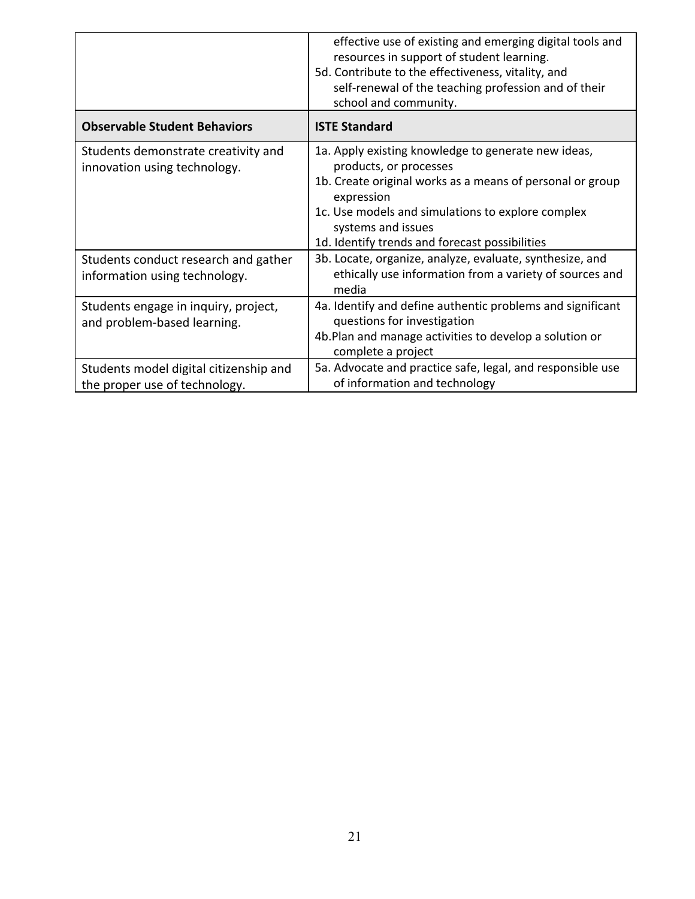| | |
|---|---|
| | effective use of existing and emerging digital tools and resources in support of student learning.<br>5d. Contribute to the effectiveness, vitality, and self-renewal of the teaching profession and of their school and community. |
| **Observable Student Behaviors** | **ISTE Standard** |
| Students demonstrate creativity and innovation using technology. | 1a. Apply existing knowledge to generate new ideas, products, or processes<br>1b. Create original works as a means of personal or group expression<br>1c. Use models and simulations to explore complex systems and issues<br>1d. Identify trends and forecast possibilities |
| Students conduct research and gather information using technology. | 3b. Locate, organize, analyze, evaluate, synthesize, and ethically use information from a variety of sources and media |
| Students engage in inquiry, project, and problem-based learning. | 4a. Identify and define authentic problems and significant questions for investigation<br>4b.Plan and manage activities to develop a solution or complete a project |
| Students model digital citizenship and the proper use of technology. | 5a. Advocate and practice safe, legal, and responsible use of information and technology |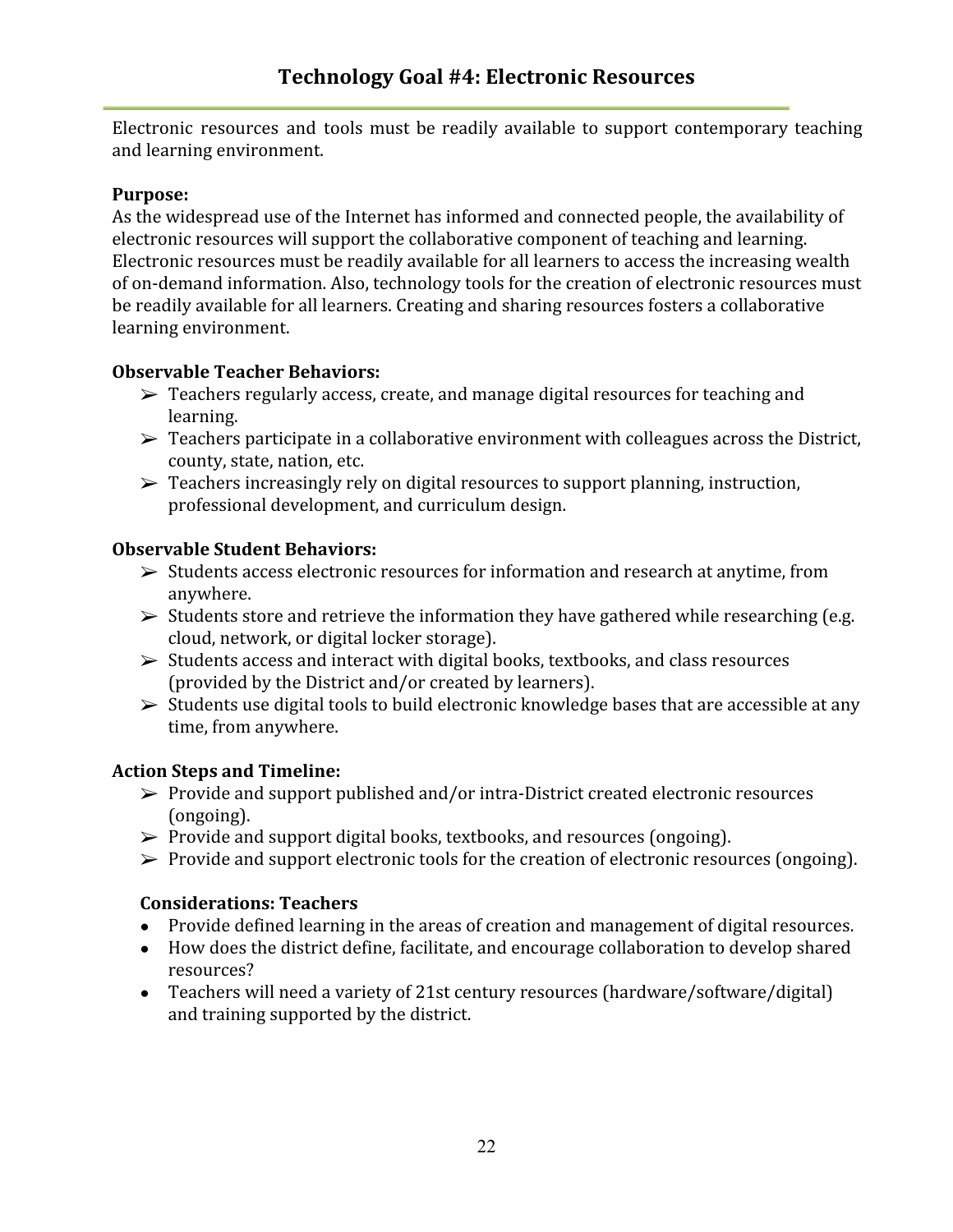## Technology Goal #4: Electronic Resources

Electronic resources and tools must be readily available to support contemporary teaching and learning environment.

**Purpose:**
As the widespread use of the Internet has informed and connected people, the availability of electronic resources will support the collaborative component of teaching and learning. Electronic resources must be readily available for all learners to access the increasing wealth of on-demand information. Also, technology tools for the creation of electronic resources must be readily available for all learners. Creating and sharing resources fosters a collaborative learning environment.

**Observable Teacher Behaviors:**

- ➢ Teachers regularly access, create, and manage digital resources for teaching and learning.
- ➢ Teachers participate in a collaborative environment with colleagues across the District, county, state, nation, etc.
- ➢ Teachers increasingly rely on digital resources to support planning, instruction, professional development, and curriculum design.

**Observable Student Behaviors:**

- ➢ Students access electronic resources for information and research at anytime, from anywhere.
- ➢ Students store and retrieve the information they have gathered while researching (e.g. cloud, network, or digital locker storage).
- ➢ Students access and interact with digital books, textbooks, and class resources (provided by the District and/or created by learners).
- ➢ Students use digital tools to build electronic knowledge bases that are accessible at any time, from anywhere.

**Action Steps and Timeline:**

- ➢ Provide and support published and/or intra-District created electronic resources (ongoing).
- ➢ Provide and support digital books, textbooks, and resources (ongoing).
- ➢ Provide and support electronic tools for the creation of electronic resources (ongoing).

**Considerations: Teachers**

- Provide defined learning in the areas of creation and management of digital resources.
- How does the district define, facilitate, and encourage collaboration to develop shared resources?
- Teachers will need a variety of 21st century resources (hardware/software/digital) and training supported by the district.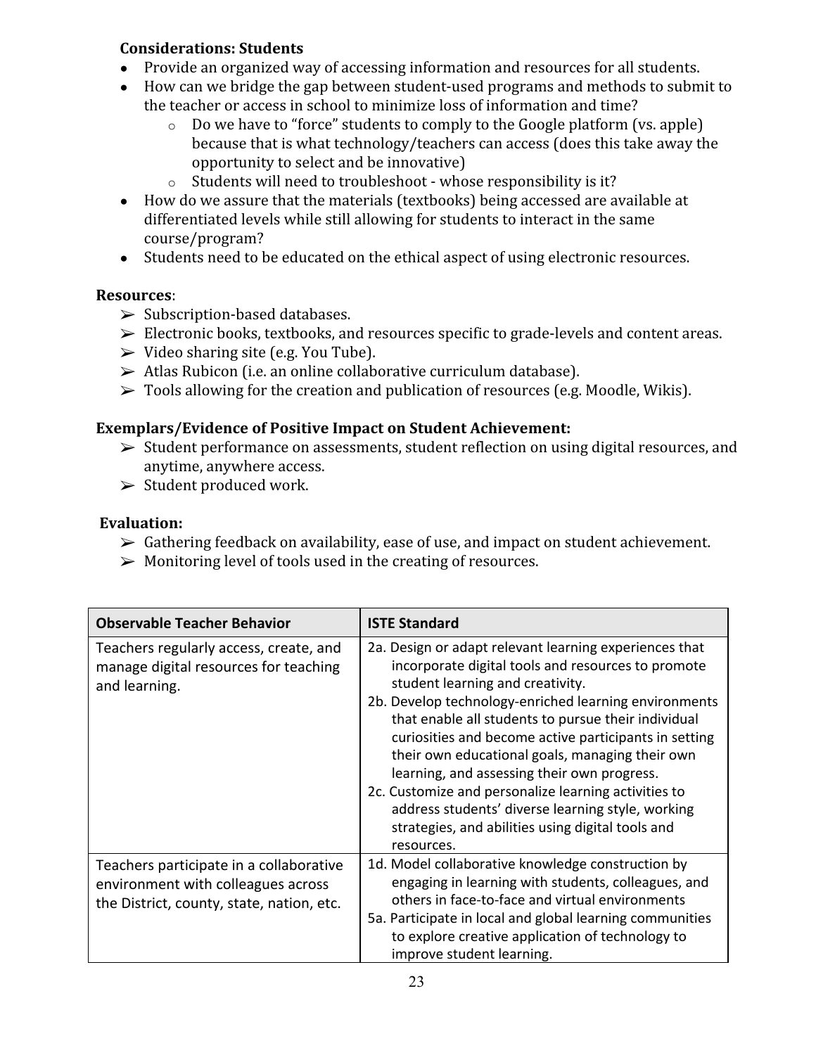**Considerations: Students**

- Provide an organized way of accessing information and resources for all students.
- How can we bridge the gap between student-used programs and methods to submit to the teacher or access in school to minimize loss of information and time?
    - Do we have to "force" students to comply to the Google platform (vs. apple) because that is what technology/teachers can access (does this take away the opportunity to select and be innovative)
    - Students will need to troubleshoot - whose responsibility is it?
- How do we assure that the materials (textbooks) being accessed are available at differentiated levels while still allowing for students to interact in the same course/program?
- Students need to be educated on the ethical aspect of using electronic resources.

**Resources**:

- ➢ Subscription-based databases.
- ➢ Electronic books, textbooks, and resources specific to grade-levels and content areas.
- ➢ Video sharing site (e.g. You Tube).
- ➢ Atlas Rubicon (i.e. an online collaborative curriculum database).
- ➢ Tools allowing for the creation and publication of resources (e.g. Moodle, Wikis).

**Exemplars/Evidence of Positive Impact on Student Achievement:**

- ➢ Student performance on assessments, student reflection on using digital resources, and anytime, anywhere access.
- ➢ Student produced work.

**Evaluation:**

- ➢ Gathering feedback on availability, ease of use, and impact on student achievement.
- ➢ Monitoring level of tools used in the creating of resources.

| Observable Teacher Behavior | ISTE Standard |
|---|---|
| Teachers regularly access, create, and manage digital resources for teaching and learning. | 2a. Design or adapt relevant learning experiences that incorporate digital tools and resources to promote student learning and creativity.<br>2b. Develop technology-enriched learning environments that enable all students to pursue their individual curiosities and become active participants in setting their own educational goals, managing their own learning, and assessing their own progress.<br>2c. Customize and personalize learning activities to address students' diverse learning style, working strategies, and abilities using digital tools and resources. |
| Teachers participate in a collaborative environment with colleagues across the District, county, state, nation, etc. | 1d. Model collaborative knowledge construction by engaging in learning with students, colleagues, and others in face-to-face and virtual environments<br>5a. Participate in local and global learning communities to explore creative application of technology to improve student learning. |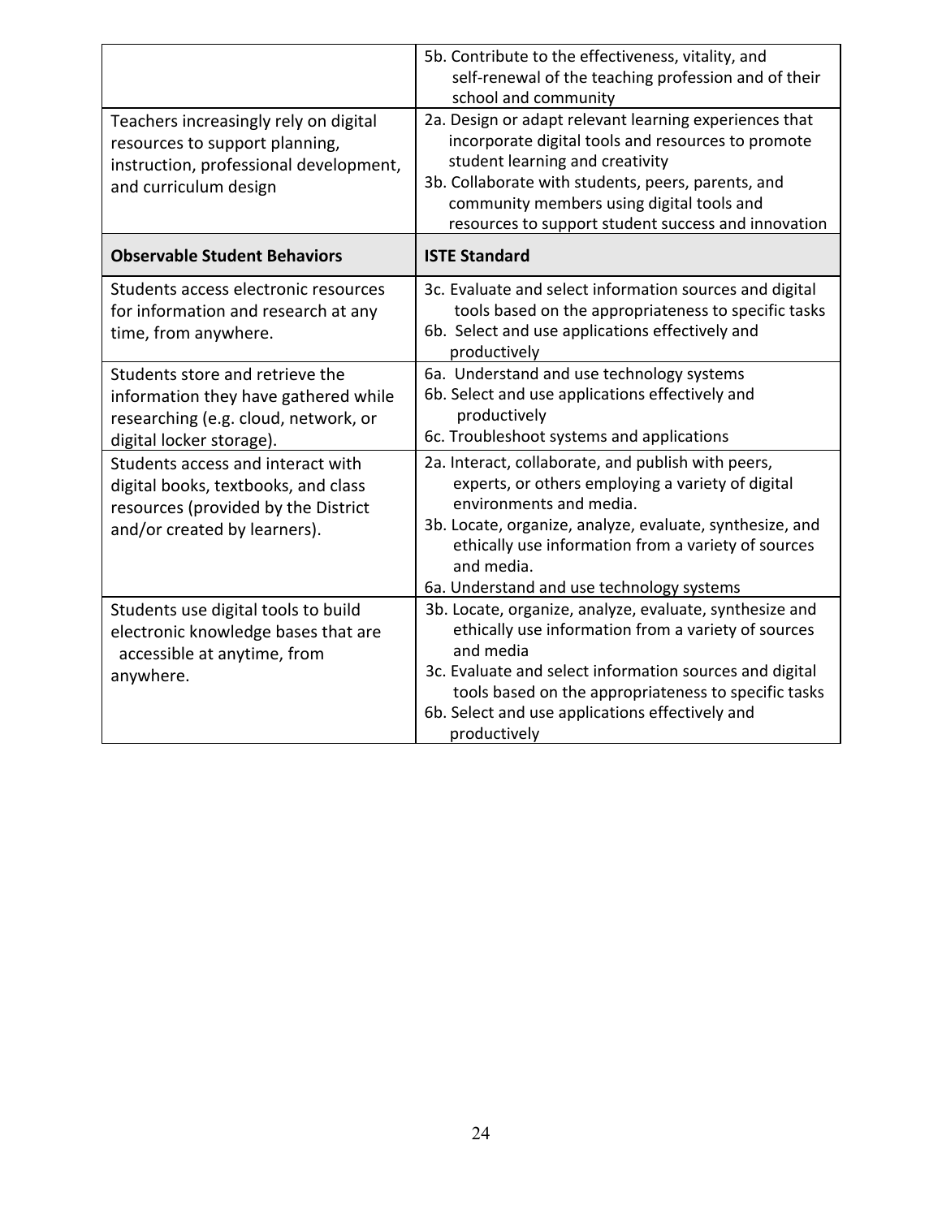| | |
|---|---|
| | 5b. Contribute to the effectiveness, vitality, and self-renewal of the teaching profession and of their school and community |
| Teachers increasingly rely on digital resources to support planning, instruction, professional development, and curriculum design | 2a. Design or adapt relevant learning experiences that incorporate digital tools and resources to promote student learning and creativity<br>3b. Collaborate with students, peers, parents, and community members using digital tools and resources to support student success and innovation |
| **Observable Student Behaviors** | **ISTE Standard** |
| Students access electronic resources for information and research at any time, from anywhere. | 3c. Evaluate and select information sources and digital tools based on the appropriateness to specific tasks<br>6b. Select and use applications effectively and productively |
| Students store and retrieve the information they have gathered while researching (e.g. cloud, network, or digital locker storage). | 6a. Understand and use technology systems<br>6b. Select and use applications effectively and productively<br>6c. Troubleshoot systems and applications |
| Students access and interact with digital books, textbooks, and class resources (provided by the District and/or created by learners). | 2a. Interact, collaborate, and publish with peers, experts, or others employing a variety of digital environments and media.<br>3b. Locate, organize, analyze, evaluate, synthesize, and ethically use information from a variety of sources and media.<br>6a. Understand and use technology systems |
| Students use digital tools to build electronic knowledge bases that are accessible at anytime, from anywhere. | 3b. Locate, organize, analyze, evaluate, synthesize and ethically use information from a variety of sources and media<br>3c. Evaluate and select information sources and digital tools based on the appropriateness to specific tasks<br>6b. Select and use applications effectively and productively |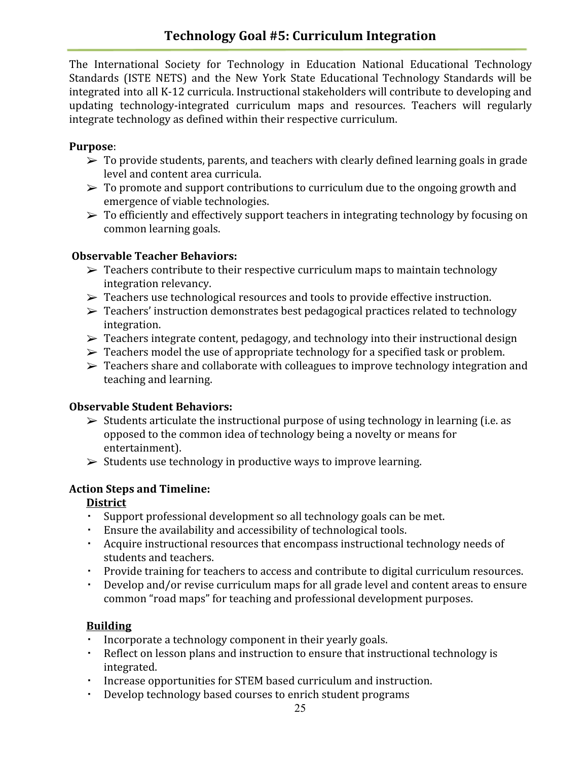# Technology Goal #5: Curriculum Integration

The International Society for Technology in Education National Educational Technology Standards (ISTE NETS) and the New York State Educational Technology Standards will be integrated into all K-12 curricula. Instructional stakeholders will contribute to developing and updating technology-integrated curriculum maps and resources. Teachers will regularly integrate technology as defined within their respective curriculum.

**Purpose**:

- To provide students, parents, and teachers with clearly defined learning goals in grade level and content area curricula.
- To promote and support contributions to curriculum due to the ongoing growth and emergence of viable technologies.
- To efficiently and effectively support teachers in integrating technology by focusing on common learning goals.

**Observable Teacher Behaviors:**

- Teachers contribute to their respective curriculum maps to maintain technology integration relevancy.
- Teachers use technological resources and tools to provide effective instruction.
- Teachers' instruction demonstrates best pedagogical practices related to technology integration.
- Teachers integrate content, pedagogy, and technology into their instructional design
- Teachers model the use of appropriate technology for a specified task or problem.
- Teachers share and collaborate with colleagues to improve technology integration and teaching and learning.

**Observable Student Behaviors:**

- Students articulate the instructional purpose of using technology in learning (i.e. as opposed to the common idea of technology being a novelty or means for entertainment).
- Students use technology in productive ways to improve learning.

**Action Steps and Timeline:**

**District**

- Support professional development so all technology goals can be met.
- Ensure the availability and accessibility of technological tools.
- Acquire instructional resources that encompass instructional technology needs of students and teachers.
- Provide training for teachers to access and contribute to digital curriculum resources.
- Develop and/or revise curriculum maps for all grade level and content areas to ensure common "road maps" for teaching and professional development purposes.

**Building**

- Incorporate a technology component in their yearly goals.
- Reflect on lesson plans and instruction to ensure that instructional technology is integrated.
- Increase opportunities for STEM based curriculum and instruction.
- Develop technology based courses to enrich student programs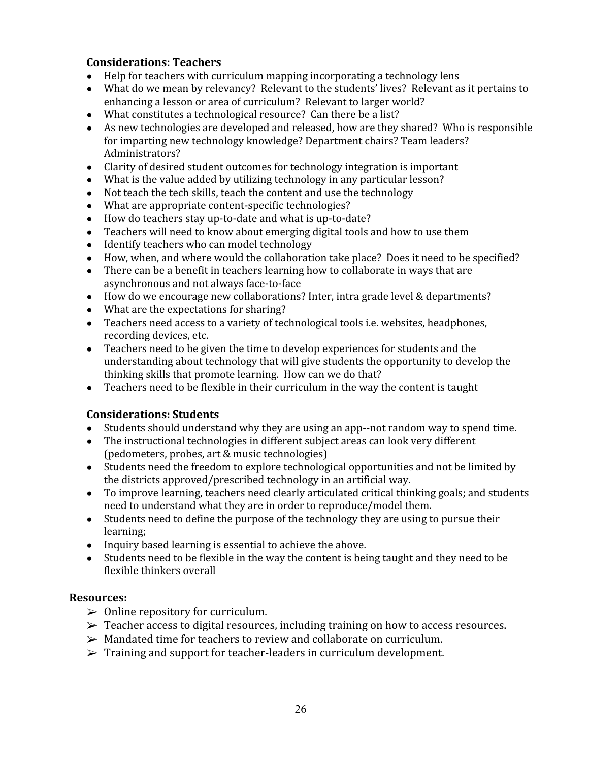### Considerations: Teachers

- Help for teachers with curriculum mapping incorporating a technology lens
- What do we mean by relevancy? Relevant to the students' lives? Relevant as it pertains to enhancing a lesson or area of curriculum? Relevant to larger world?
- What constitutes a technological resource? Can there be a list?
- As new technologies are developed and released, how are they shared? Who is responsible for imparting new technology knowledge? Department chairs? Team leaders? Administrators?
- Clarity of desired student outcomes for technology integration is important
- What is the value added by utilizing technology in any particular lesson?
- Not teach the tech skills, teach the content and use the technology
- What are appropriate content-specific technologies?
- How do teachers stay up-to-date and what is up-to-date?
- Teachers will need to know about emerging digital tools and how to use them
- Identify teachers who can model technology
- How, when, and where would the collaboration take place? Does it need to be specified?
- There can be a benefit in teachers learning how to collaborate in ways that are asynchronous and not always face-to-face
- How do we encourage new collaborations? Inter, intra grade level & departments?
- What are the expectations for sharing?
- Teachers need access to a variety of technological tools i.e. websites, headphones, recording devices, etc.
- Teachers need to be given the time to develop experiences for students and the understanding about technology that will give students the opportunity to develop the thinking skills that promote learning. How can we do that?
- Teachers need to be flexible in their curriculum in the way the content is taught

### Considerations: Students

- Students should understand why they are using an app--not random way to spend time.
- The instructional technologies in different subject areas can look very different (pedometers, probes, art & music technologies)
- Students need the freedom to explore technological opportunities and not be limited by the districts approved/prescribed technology in an artificial way.
- To improve learning, teachers need clearly articulated critical thinking goals; and students need to understand what they are in order to reproduce/model them.
- Students need to define the purpose of the technology they are using to pursue their learning;
- Inquiry based learning is essential to achieve the above.
- Students need to be flexible in the way the content is being taught and they need to be flexible thinkers overall

### Resources:

- ➢ Online repository for curriculum.
- ➢ Teacher access to digital resources, including training on how to access resources.
- ➢ Mandated time for teachers to review and collaborate on curriculum.
- ➢ Training and support for teacher-leaders in curriculum development.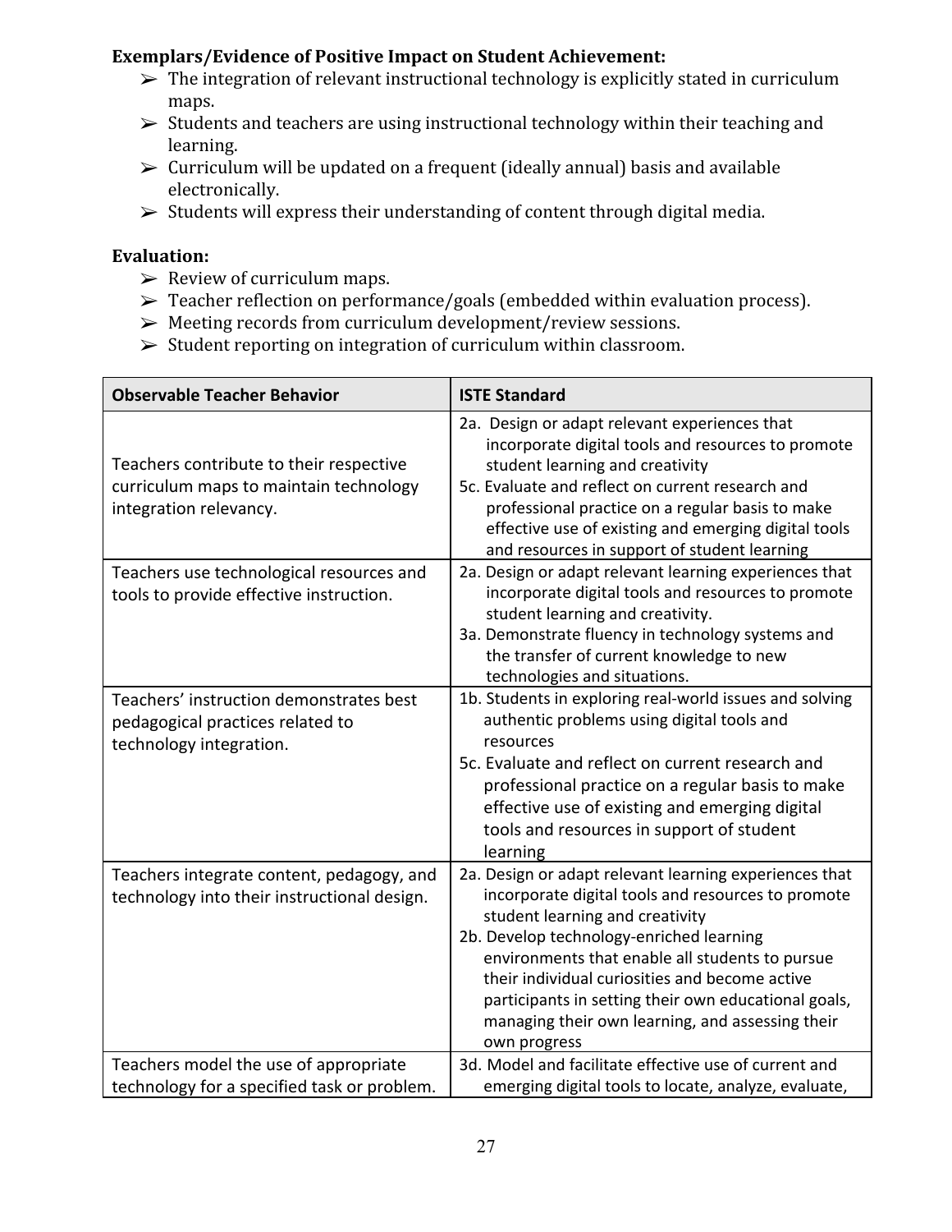**Exemplars/Evidence of Positive Impact on Student Achievement:**

- ➢ The integration of relevant instructional technology is explicitly stated in curriculum maps.
- ➢ Students and teachers are using instructional technology within their teaching and learning.
- ➢ Curriculum will be updated on a frequent (ideally annual) basis and available electronically.
- ➢ Students will express their understanding of content through digital media.

**Evaluation:**

- ➢ Review of curriculum maps.
- ➢ Teacher reflection on performance/goals (embedded within evaluation process).
- ➢ Meeting records from curriculum development/review sessions.
- ➢ Student reporting on integration of curriculum within classroom.

| Observable Teacher Behavior | ISTE Standard |
|---|---|
| Teachers contribute to their respective curriculum maps to maintain technology integration relevancy. | 2a. Design or adapt relevant experiences that incorporate digital tools and resources to promote student learning and creativity<br>5c. Evaluate and reflect on current research and professional practice on a regular basis to make effective use of existing and emerging digital tools and resources in support of student learning |
| Teachers use technological resources and tools to provide effective instruction. | 2a. Design or adapt relevant learning experiences that incorporate digital tools and resources to promote student learning and creativity.<br>3a. Demonstrate fluency in technology systems and the transfer of current knowledge to new technologies and situations. |
| Teachers' instruction demonstrates best pedagogical practices related to technology integration. | 1b. Students in exploring real-world issues and solving authentic problems using digital tools and resources<br>5c. Evaluate and reflect on current research and professional practice on a regular basis to make effective use of existing and emerging digital tools and resources in support of student learning |
| Teachers integrate content, pedagogy, and technology into their instructional design. | 2a. Design or adapt relevant learning experiences that incorporate digital tools and resources to promote student learning and creativity<br>2b. Develop technology-enriched learning environments that enable all students to pursue their individual curiosities and become active participants in setting their own educational goals, managing their own learning, and assessing their own progress |
| Teachers model the use of appropriate technology for a specified task or problem. | 3d. Model and facilitate effective use of current and emerging digital tools to locate, analyze, evaluate, |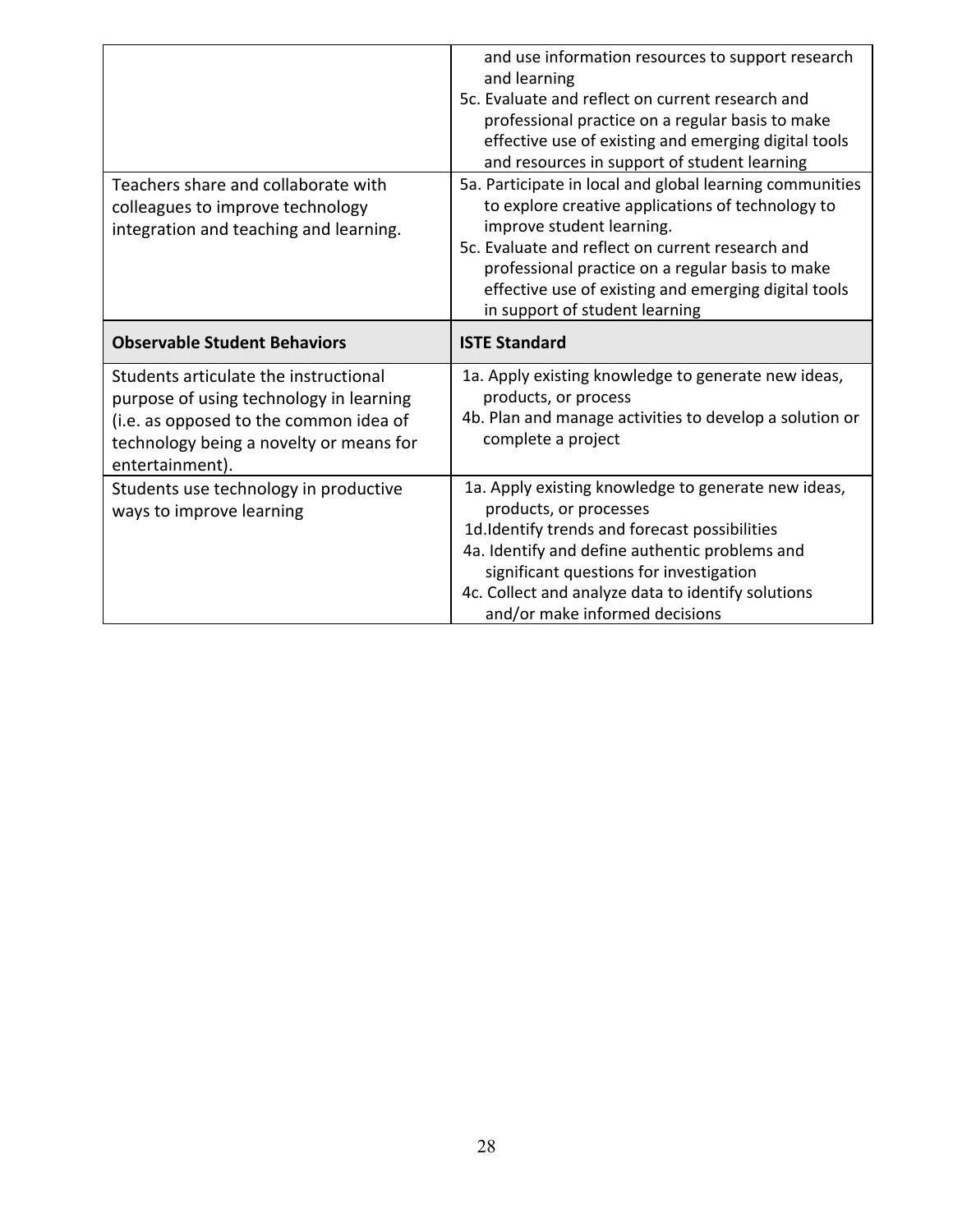| | |
|---|---|
| | and use information resources to support research and learning<br>5c. Evaluate and reflect on current research and professional practice on a regular basis to make effective use of existing and emerging digital tools and resources in support of student learning |
| Teachers share and collaborate with colleagues to improve technology integration and teaching and learning. | 5a. Participate in local and global learning communities to explore creative applications of technology to improve student learning.<br>5c. Evaluate and reflect on current research and professional practice on a regular basis to make effective use of existing and emerging digital tools in support of student learning |
| **Observable Student Behaviors** | **ISTE Standard** |
| Students articulate the instructional purpose of using technology in learning (i.e. as opposed to the common idea of technology being a novelty or means for entertainment). | 1a. Apply existing knowledge to generate new ideas, products, or process<br>4b. Plan and manage activities to develop a solution or complete a project |
| Students use technology in productive ways to improve learning | 1a. Apply existing knowledge to generate new ideas, products, or processes<br>1d.Identify trends and forecast possibilities<br>4a. Identify and define authentic problems and significant questions for investigation<br>4c. Collect and analyze data to identify solutions and/or make informed decisions |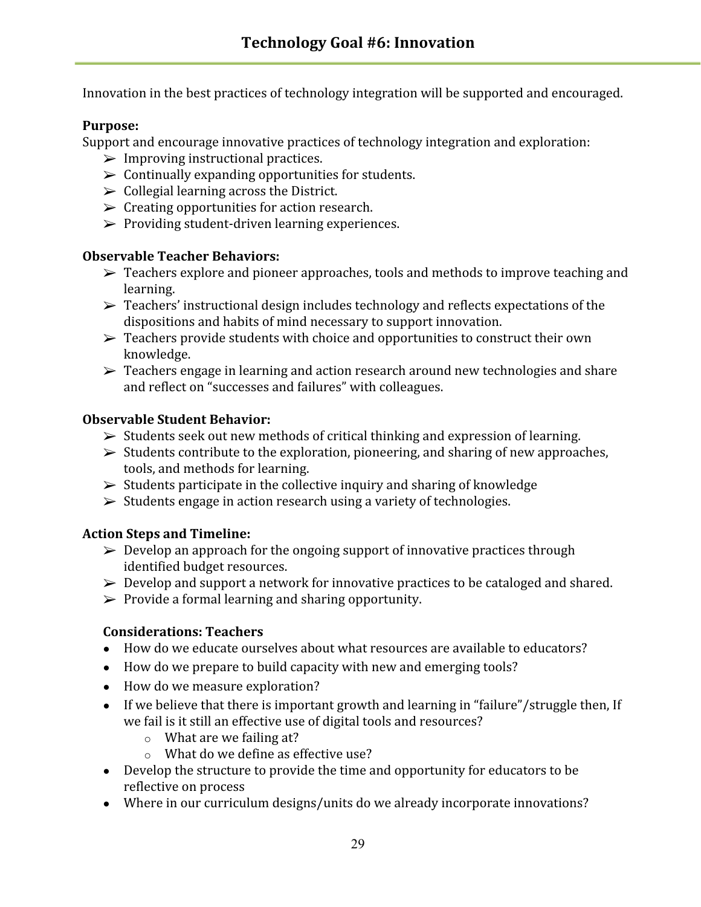# Technology Goal #6: Innovation

Innovation in the best practices of technology integration will be supported and encouraged.

**Purpose:**
Support and encourage innovative practices of technology integration and exploration:

- Improving instructional practices.
- Continually expanding opportunities for students.
- Collegial learning across the District.
- Creating opportunities for action research.
- Providing student-driven learning experiences.

**Observable Teacher Behaviors:**

- Teachers explore and pioneer approaches, tools and methods to improve teaching and learning.
- Teachers' instructional design includes technology and reflects expectations of the dispositions and habits of mind necessary to support innovation.
- Teachers provide students with choice and opportunities to construct their own knowledge.
- Teachers engage in learning and action research around new technologies and share and reflect on "successes and failures" with colleagues.

**Observable Student Behavior:**

- Students seek out new methods of critical thinking and expression of learning.
- Students contribute to the exploration, pioneering, and sharing of new approaches, tools, and methods for learning.
- Students participate in the collective inquiry and sharing of knowledge
- Students engage in action research using a variety of technologies.

**Action Steps and Timeline:**

- Develop an approach for the ongoing support of innovative practices through identified budget resources.
- Develop and support a network for innovative practices to be cataloged and shared.
- Provide a formal learning and sharing opportunity.

**Considerations: Teachers**

- How do we educate ourselves about what resources are available to educators?
- How do we prepare to build capacity with new and emerging tools?
- How do we measure exploration?
- If we believe that there is important growth and learning in "failure"/struggle then, If we fail is it still an effective use of digital tools and resources?
  - What are we failing at?
  - What do we define as effective use?
- Develop the structure to provide the time and opportunity for educators to be reflective on process
- Where in our curriculum designs/units do we already incorporate innovations?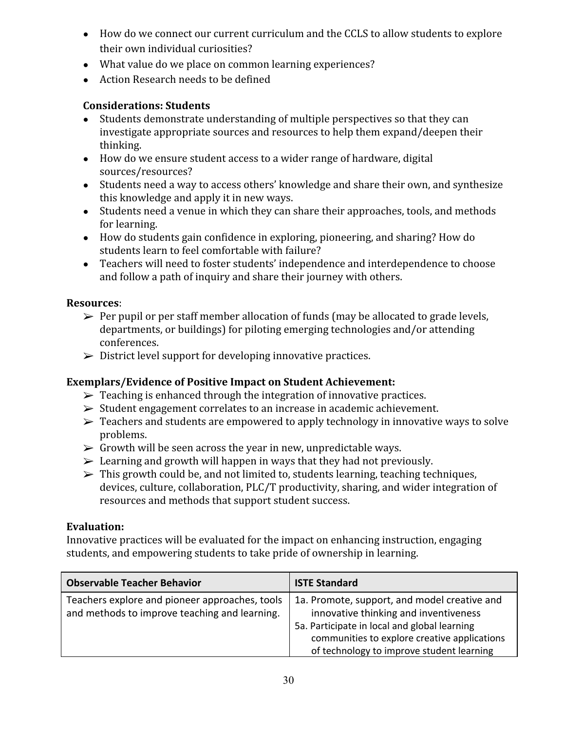- How do we connect our current curriculum and the CCLS to allow students to explore their own individual curiosities?
- What value do we place on common learning experiences?
- Action Research needs to be defined

**Considerations: Students**

- Students demonstrate understanding of multiple perspectives so that they can investigate appropriate sources and resources to help them expand/deepen their thinking.
- How do we ensure student access to a wider range of hardware, digital sources/resources?
- Students need a way to access others' knowledge and share their own, and synthesize this knowledge and apply it in new ways.
- Students need a venue in which they can share their approaches, tools, and methods for learning.
- How do students gain confidence in exploring, pioneering, and sharing? How do students learn to feel comfortable with failure?
- Teachers will need to foster students' independence and interdependence to choose and follow a path of inquiry and share their journey with others.

**Resources**:

- ➢ Per pupil or per staff member allocation of funds (may be allocated to grade levels, departments, or buildings) for piloting emerging technologies and/or attending conferences.
- ➢ District level support for developing innovative practices.

**Exemplars/Evidence of Positive Impact on Student Achievement:**

- ➢ Teaching is enhanced through the integration of innovative practices.
- ➢ Student engagement correlates to an increase in academic achievement.
- ➢ Teachers and students are empowered to apply technology in innovative ways to solve problems.
- ➢ Growth will be seen across the year in new, unpredictable ways.
- ➢ Learning and growth will happen in ways that they had not previously.
- ➢ This growth could be, and not limited to, students learning, teaching techniques, devices, culture, collaboration, PLC/T productivity, sharing, and wider integration of resources and methods that support student success.

**Evaluation:**

Innovative practices will be evaluated for the impact on enhancing instruction, engaging students, and empowering students to take pride of ownership in learning.

| Observable Teacher Behavior | ISTE Standard |
|---|---|
| Teachers explore and pioneer approaches, tools and methods to improve teaching and learning. | 1a. Promote, support, and model creative and innovative thinking and inventiveness<br>5a. Participate in local and global learning communities to explore creative applications of technology to improve student learning |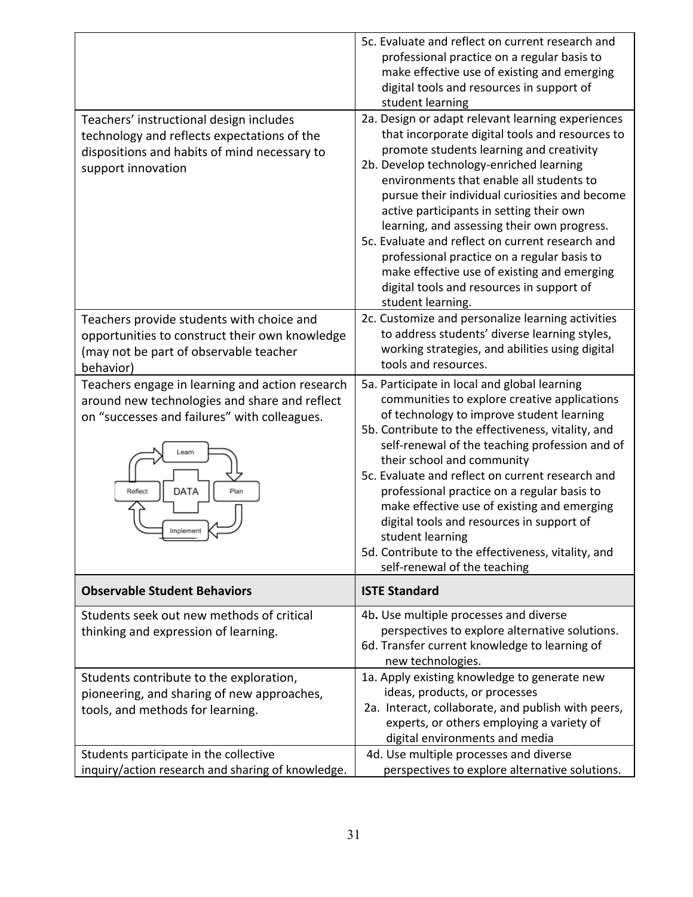| | |
|---|---|
| | 5c. Evaluate and reflect on current research and professional practice on a regular basis to make effective use of existing and emerging digital tools and resources in support of student learning |
| Teachers' instructional design includes technology and reflects expectations of the dispositions and habits of mind necessary to support innovation | 2a. Design or adapt relevant learning experiences that incorporate digital tools and resources to promote students learning and creativity<br>2b. Develop technology-enriched learning environments that enable all students to pursue their individual curiosities and become active participants in setting their own learning, and assessing their own progress.<br>5c. Evaluate and reflect on current research and professional practice on a regular basis to make effective use of existing and emerging digital tools and resources in support of student learning. |
| Teachers provide students with choice and opportunities to construct their own knowledge (may not be part of observable teacher behavior) | 2c. Customize and personalize learning activities to address students' diverse learning styles, working strategies, and abilities using digital tools and resources. |
| Teachers engage in learning and action research around new technologies and share and reflect on "successes and failures" with colleagues.<br>Learn<br>Reflect DATA Plan<br>Implement | 5a. Participate in local and global learning communities to explore creative applications of technology to improve student learning<br>5b. Contribute to the effectiveness, vitality, and self-renewal of the teaching profession and of their school and community<br>5c. Evaluate and reflect on current research and professional practice on a regular basis to make effective use of existing and emerging digital tools and resources in support of student learning<br>5d. Contribute to the effectiveness, vitality, and self-renewal of the teaching |
| **Observable Student Behaviors** | **ISTE Standard** |
| Students seek out new methods of critical thinking and expression of learning. | 4b. Use multiple processes and diverse perspectives to explore alternative solutions.<br>6d. Transfer current knowledge to learning of new technologies. |
| Students contribute to the exploration, pioneering, and sharing of new approaches, tools, and methods for learning. | 1a. Apply existing knowledge to generate new ideas, products, or processes<br>2a. Interact, collaborate, and publish with peers, experts, or others employing a variety of digital environments and media |
| Students participate in the collective inquiry/action research and sharing of knowledge. | 4d. Use multiple processes and diverse perspectives to explore alternative solutions. |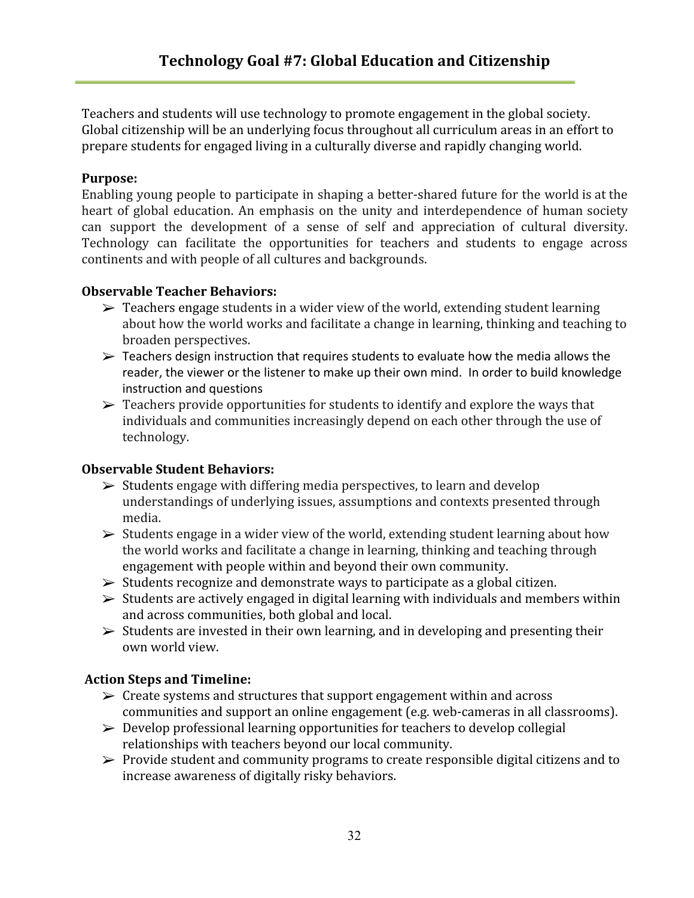## Technology Goal #7: Global Education and Citizenship

Teachers and students will use technology to promote engagement in the global society. Global citizenship will be an underlying focus throughout all curriculum areas in an effort to prepare students for engaged living in a culturally diverse and rapidly changing world.

**Purpose:**
Enabling young people to participate in shaping a better-shared future for the world is at the heart of global education. An emphasis on the unity and interdependence of human society can support the development of a sense of self and appreciation of cultural diversity. Technology can facilitate the opportunities for teachers and students to engage across continents and with people of all cultures and backgrounds.

**Observable Teacher Behaviors:**

- Teachers engage students in a wider view of the world, extending student learning about how the world works and facilitate a change in learning, thinking and teaching to broaden perspectives.
- Teachers design instruction that requires students to evaluate how the media allows the reader, the viewer or the listener to make up their own mind. In order to build knowledge instruction and questions
- Teachers provide opportunities for students to identify and explore the ways that individuals and communities increasingly depend on each other through the use of technology.

**Observable Student Behaviors:**

- Students engage with differing media perspectives, to learn and develop understandings of underlying issues, assumptions and contexts presented through media.
- Students engage in a wider view of the world, extending student learning about how the world works and facilitate a change in learning, thinking and teaching through engagement with people within and beyond their own community.
- Students recognize and demonstrate ways to participate as a global citizen.
- Students are actively engaged in digital learning with individuals and members within and across communities, both global and local.
- Students are invested in their own learning, and in developing and presenting their own world view.

**Action Steps and Timeline:**

- Create systems and structures that support engagement within and across communities and support an online engagement (e.g. web-cameras in all classrooms).
- Develop professional learning opportunities for teachers to develop collegial relationships with teachers beyond our local community.
- Provide student and community programs to create responsible digital citizens and to increase awareness of digitally risky behaviors.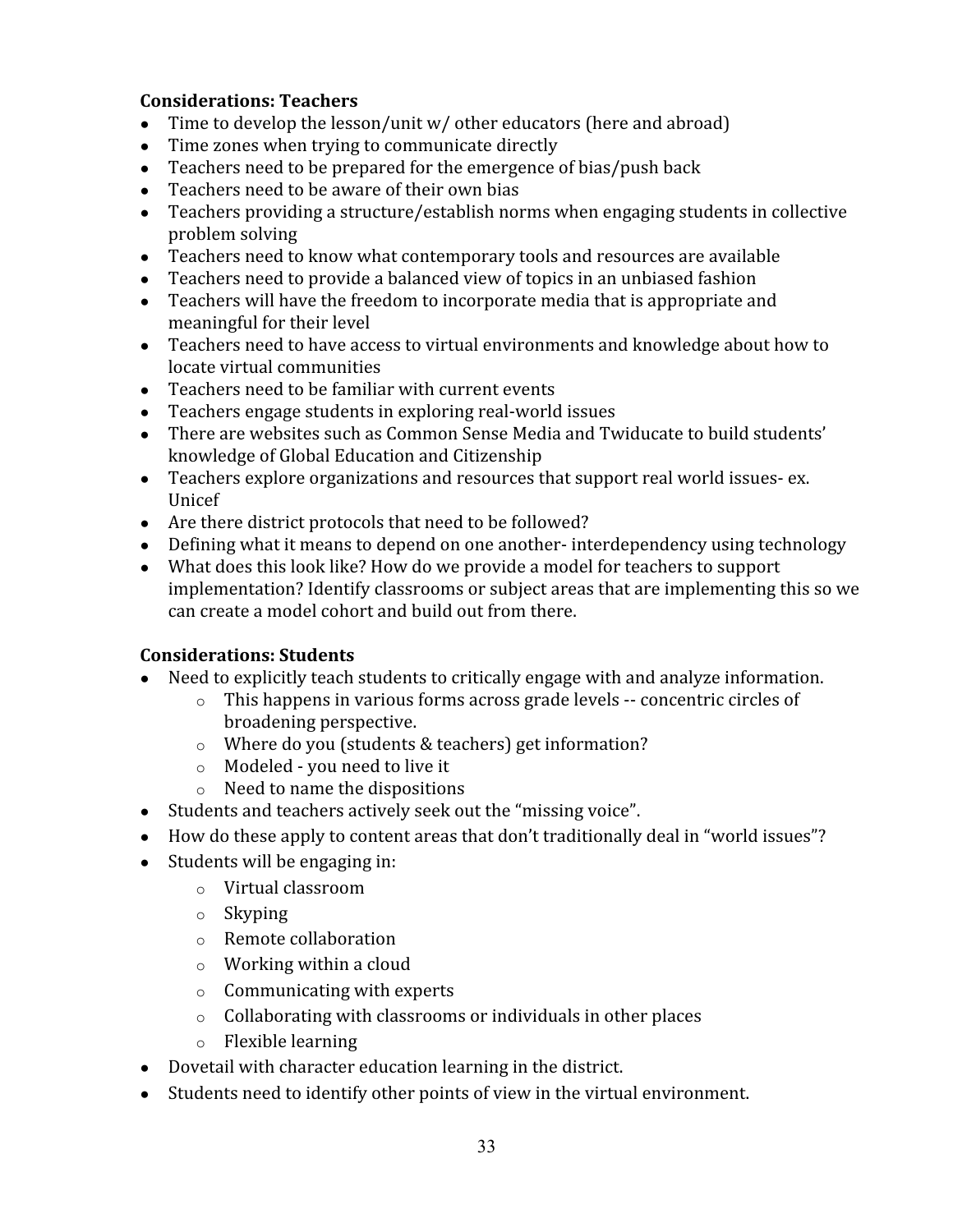**Considerations: Teachers**

- Time to develop the lesson/unit w/ other educators (here and abroad)
- Time zones when trying to communicate directly
- Teachers need to be prepared for the emergence of bias/push back
- Teachers need to be aware of their own bias
- Teachers providing a structure/establish norms when engaging students in collective problem solving
- Teachers need to know what contemporary tools and resources are available
- Teachers need to provide a balanced view of topics in an unbiased fashion
- Teachers will have the freedom to incorporate media that is appropriate and meaningful for their level
- Teachers need to have access to virtual environments and knowledge about how to locate virtual communities
- Teachers need to be familiar with current events
- Teachers engage students in exploring real-world issues
- There are websites such as Common Sense Media and Twiducate to build students' knowledge of Global Education and Citizenship
- Teachers explore organizations and resources that support real world issues- ex. Unicef
- Are there district protocols that need to be followed?
- Defining what it means to depend on one another- interdependency using technology
- What does this look like? How do we provide a model for teachers to support implementation? Identify classrooms or subject areas that are implementing this so we can create a model cohort and build out from there.

**Considerations: Students**

- Need to explicitly teach students to critically engage with and analyze information.
  - This happens in various forms across grade levels -- concentric circles of broadening perspective.
  - Where do you (students & teachers) get information?
  - Modeled - you need to live it
  - Need to name the dispositions
- Students and teachers actively seek out the "missing voice".
- How do these apply to content areas that don't traditionally deal in "world issues"?
- Students will be engaging in:
  - Virtual classroom
  - Skyping
  - Remote collaboration
  - Working within a cloud
  - Communicating with experts
  - Collaborating with classrooms or individuals in other places
  - Flexible learning
- Dovetail with character education learning in the district.
- Students need to identify other points of view in the virtual environment.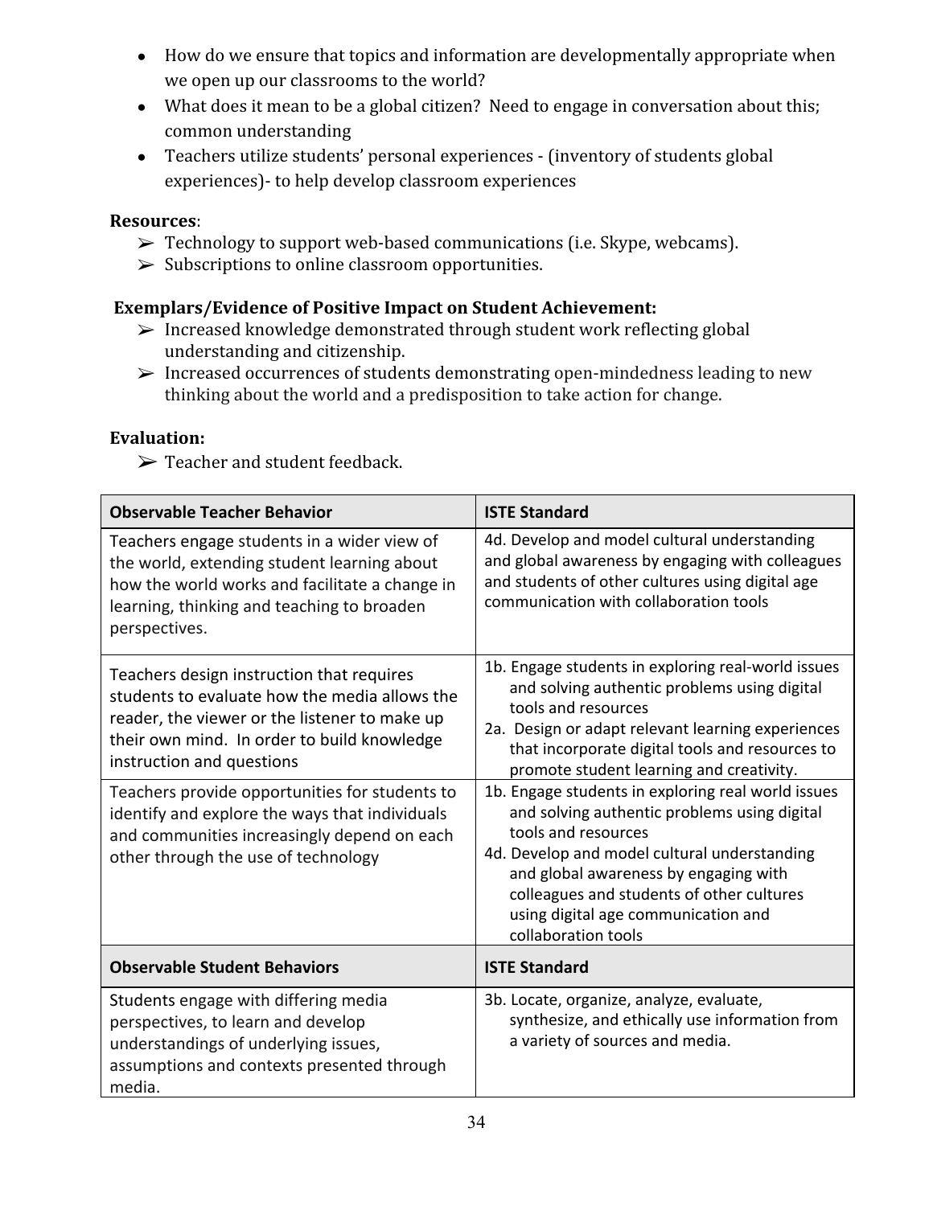- How do we ensure that topics and information are developmentally appropriate when we open up our classrooms to the world?
- What does it mean to be a global citizen? Need to engage in conversation about this; common understanding
- Teachers utilize students' personal experiences - (inventory of students global experiences)- to help develop classroom experiences

**Resources**:

- ➢ Technology to support web-based communications (i.e. Skype, webcams).
- ➢ Subscriptions to online classroom opportunities.

**Exemplars/Evidence of Positive Impact on Student Achievement:**

- ➢ Increased knowledge demonstrated through student work reflecting global understanding and citizenship.
- ➢ Increased occurrences of students demonstrating open-mindedness leading to new thinking about the world and a predisposition to take action for change.

**Evaluation:**

- ➢ Teacher and student feedback.

| **Observable Teacher Behavior** | **ISTE Standard** |
|---|---|
| Teachers engage students in a wider view of the world, extending student learning about how the world works and facilitate a change in learning, thinking and teaching to broaden perspectives. | 4d. Develop and model cultural understanding and global awareness by engaging with colleagues and students of other cultures using digital age communication with collaboration tools |
| Teachers design instruction that requires students to evaluate how the media allows the reader, the viewer or the listener to make up their own mind. In order to build knowledge instruction and questions | 1b. Engage students in exploring real-world issues and solving authentic problems using digital tools and resources<br>2a. Design or adapt relevant learning experiences that incorporate digital tools and resources to promote student learning and creativity. |
| Teachers provide opportunities for students to identify and explore the ways that individuals and communities increasingly depend on each other through the use of technology | 1b. Engage students in exploring real world issues and solving authentic problems using digital tools and resources<br>4d. Develop and model cultural understanding and global awareness by engaging with colleagues and students of other cultures using digital age communication and collaboration tools |
| **Observable Student Behaviors** | **ISTE Standard** |
| Students engage with differing media perspectives, to learn and develop understandings of underlying issues, assumptions and contexts presented through media. | 3b. Locate, organize, analyze, evaluate, synthesize, and ethically use information from a variety of sources and media. |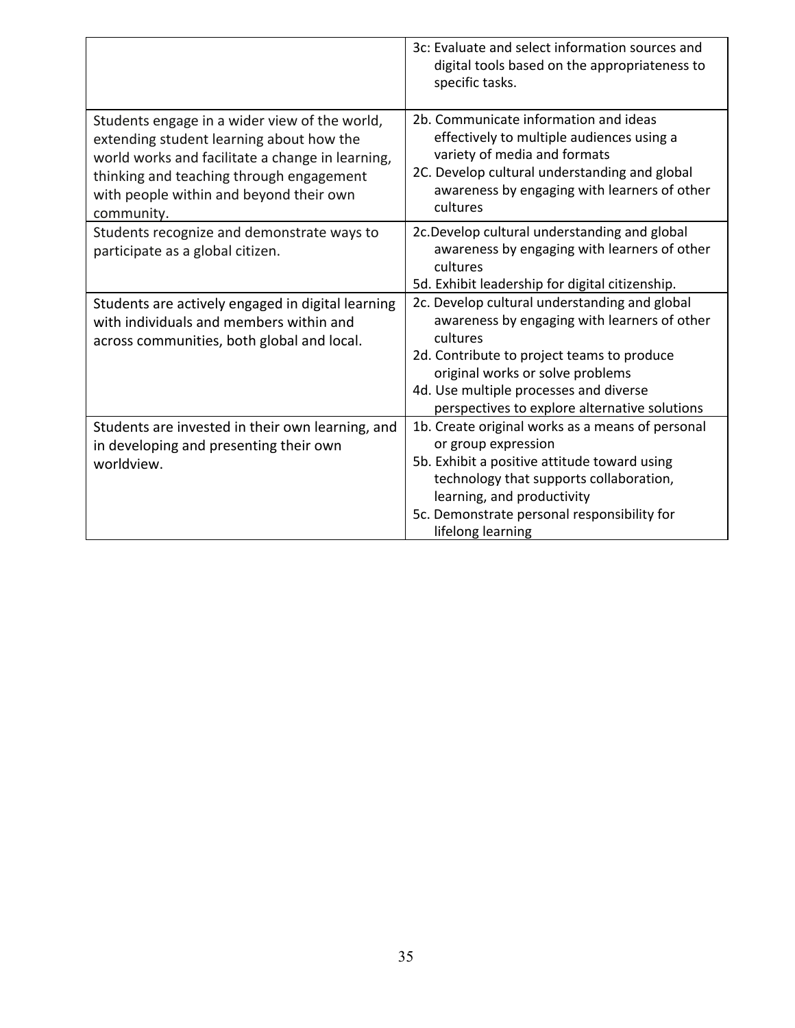| | |
|---|---|
| | 3c: Evaluate and select information sources and digital tools based on the appropriateness to specific tasks. |
| Students engage in a wider view of the world, extending student learning about how the world works and facilitate a change in learning, thinking and teaching through engagement with people within and beyond their own community. | 2b. Communicate information and ideas effectively to multiple audiences using a variety of media and formats<br>2C. Develop cultural understanding and global awareness by engaging with learners of other cultures |
| Students recognize and demonstrate ways to participate as a global citizen. | 2c.Develop cultural understanding and global awareness by engaging with learners of other cultures<br>5d. Exhibit leadership for digital citizenship. |
| Students are actively engaged in digital learning with individuals and members within and across communities, both global and local. | 2c. Develop cultural understanding and global awareness by engaging with learners of other cultures<br>2d. Contribute to project teams to produce original works or solve problems<br>4d. Use multiple processes and diverse perspectives to explore alternative solutions |
| Students are invested in their own learning, and in developing and presenting their own worldview. | 1b. Create original works as a means of personal or group expression<br>5b. Exhibit a positive attitude toward using technology that supports collaboration, learning, and productivity<br>5c. Demonstrate personal responsibility for lifelong learning |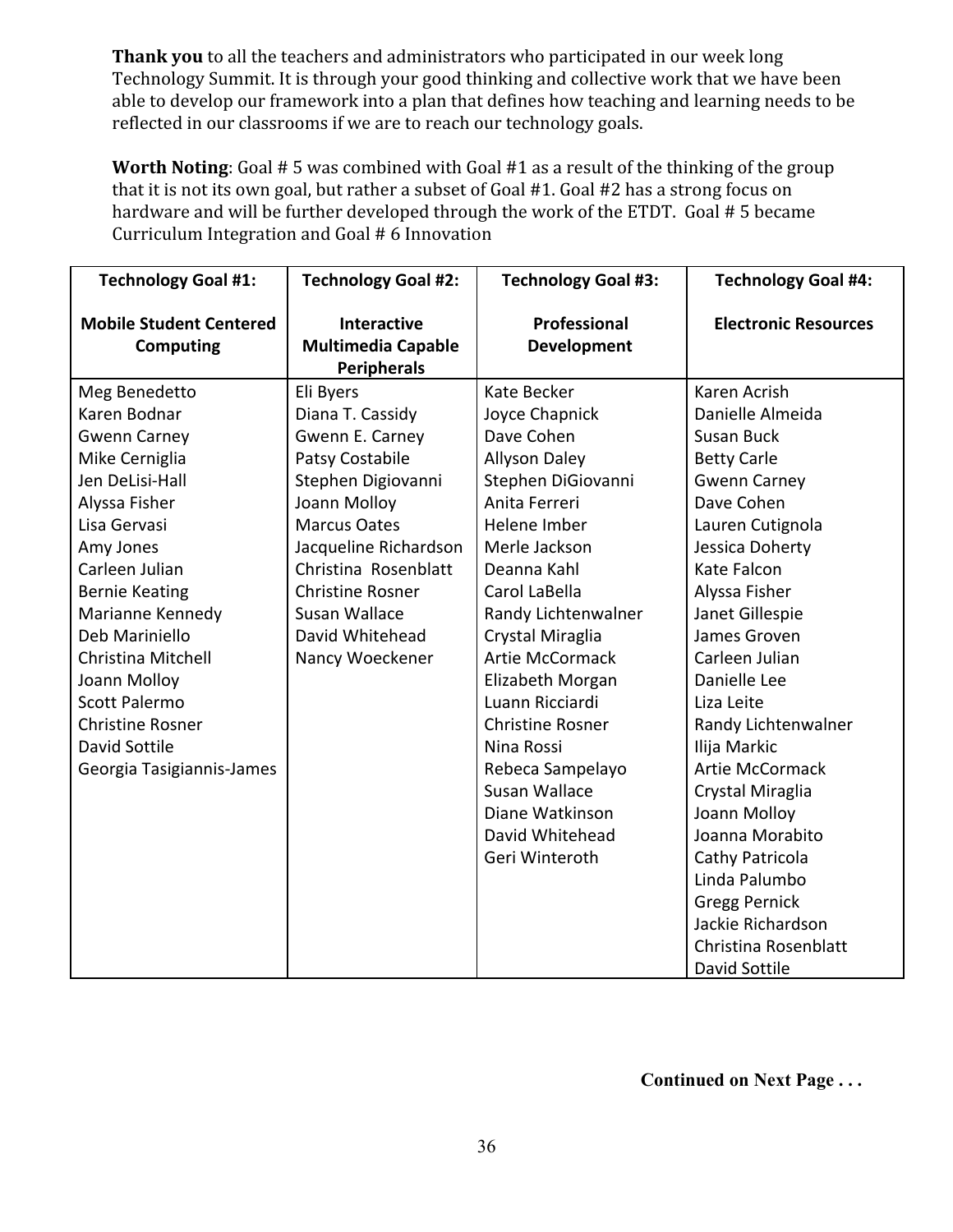**Thank you** to all the teachers and administrators who participated in our week long Technology Summit. It is through your good thinking and collective work that we have been able to develop our framework into a plan that defines how teaching and learning needs to be reflected in our classrooms if we are to reach our technology goals.

**Worth Noting**: Goal # 5 was combined with Goal #1 as a result of the thinking of the group that it is not its own goal, but rather a subset of Goal #1. Goal #2 has a strong focus on hardware and will be further developed through the work of the ETDT. Goal # 5 became Curriculum Integration and Goal # 6 Innovation

| **Technology Goal #1:** **Mobile Student Centered Computing** | **Technology Goal #2:** **Interactive Multimedia Capable Peripherals** | **Technology Goal #3:** **Professional Development** | **Technology Goal #4:** **Electronic Resources** |
|---|---|---|---|
| Meg Benedetto | Eli Byers | Kate Becker | Karen Acrish |
| Karen Bodnar | Diana T. Cassidy | Joyce Chapnick | Danielle Almeida |
| Gwenn Carney | Gwenn E. Carney | Dave Cohen | Susan Buck |
| Mike Cerniglia | Patsy Costabile | Allyson Daley | Betty Carle |
| Jen DeLisi-Hall | Stephen Digiovanni | Stephen DiGiovanni | Gwenn Carney |
| Alyssa Fisher | Joann Molloy | Anita Ferreri | Dave Cohen |
| Lisa Gervasi | Marcus Oates | Helene Imber | Lauren Cutignola |
| Amy Jones | Jacqueline Richardson | Merle Jackson | Jessica Doherty |
| Carleen Julian | Christina Rosenblatt | Deanna Kahl | Kate Falcon |
| Bernie Keating | Christine Rosner | Carol LaBella | Alyssa Fisher |
| Marianne Kennedy | Susan Wallace | Randy Lichtenwalner | Janet Gillespie |
| Deb Mariniello | David Whitehead | Crystal Miraglia | James Groven |
| Christina Mitchell | Nancy Woeckener | Artie McCormack | Carleen Julian |
| Joann Molloy | | Elizabeth Morgan | Danielle Lee |
| Scott Palermo | | Luann Ricciardi | Liza Leite |
| Christine Rosner | | Christine Rosner | Randy Lichtenwalner |
| David Sottile | | Nina Rossi | Ilija Markic |
| Georgia Tasigiannis-James | | Rebeca Sampelayo | Artie McCormack |
| | | Susan Wallace | Crystal Miraglia |
| | | Diane Watkinson | Joann Molloy |
| | | David Whitehead | Joanna Morabito |
| | | Geri Winteroth | Cathy Patricola |
| | | | Linda Palumbo |
| | | | Gregg Pernick |
| | | | Jackie Richardson |
| | | | Christina Rosenblatt |
| | | | David Sottile |

**Continued on Next Page . . .**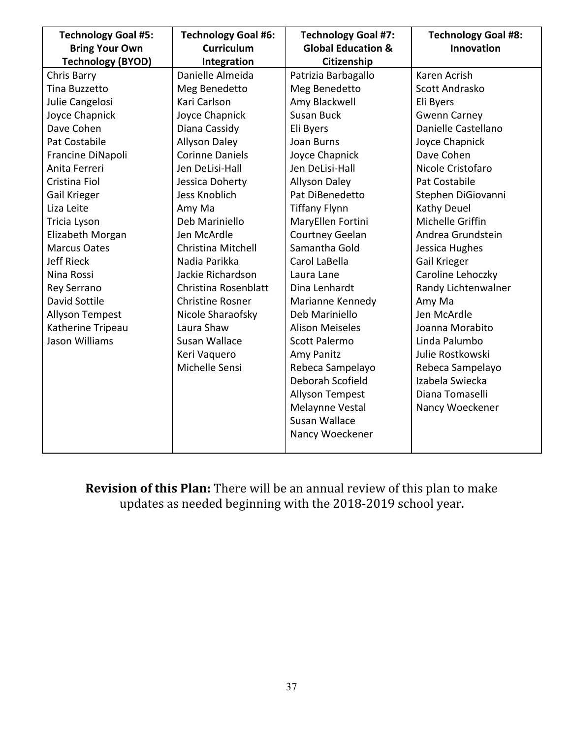| Technology Goal #5: Bring Your Own Technology (BYOD) | Technology Goal #6: Curriculum Integration | Technology Goal #7: Global Education & Citizenship | Technology Goal #8: Innovation |
|---|---|---|---|
| Chris Barry | Danielle Almeida | Patrizia Barbagallo | Karen Acrish |
| Tina Buzzetto | Meg Benedetto | Meg Benedetto | Scott Andrasko |
| Julie Cangelosi | Kari Carlson | Amy Blackwell | Eli Byers |
| Joyce Chapnick | Joyce Chapnick | Susan Buck | Gwenn Carney |
| Dave Cohen | Diana Cassidy | Eli Byers | Danielle Castellano |
| Pat Costabile | Allyson Daley | Joan Burns | Joyce Chapnick |
| Francine DiNapoli | Corinne Daniels | Joyce Chapnick | Dave Cohen |
| Anita Ferreri | Jen DeLisi-Hall | Jen DeLisi-Hall | Nicole Cristofaro |
| Cristina Fiol | Jessica Doherty | Allyson Daley | Pat Costabile |
| Gail Krieger | Jess Knoblich | Pat DiBenedetto | Stephen DiGiovanni |
| Liza Leite | Amy Ma | Tiffany Flynn | Kathy Deuel |
| Tricia Lyson | Deb Mariniello | MaryEllen Fortini | Michelle Griffin |
| Elizabeth Morgan | Jen McArdle | Courtney Geelan | Andrea Grundstein |
| Marcus Oates | Christina Mitchell | Samantha Gold | Jessica Hughes |
| Jeff Rieck | Nadia Parikka | Carol LaBella | Gail Krieger |
| Nina Rossi | Jackie Richardson | Laura Lane | Caroline Lehoczky |
| Rey Serrano | Christina Rosenblatt | Dina Lenhardt | Randy Lichtenwalner |
| David Sottile | Christine Rosner | Marianne Kennedy | Amy Ma |
| Allyson Tempest | Nicole Sharaofsky | Deb Mariniello | Jen McArdle |
| Katherine Tripeau | Laura Shaw | Alison Meiseles | Joanna Morabito |
| Jason Williams | Susan Wallace | Scott Palermo | Linda Palumbo |
| | Keri Vaquero | Amy Panitz | Julie Rostkowski |
| | Michelle Sensi | Rebeca Sampelayo | Rebeca Sampelayo |
| | | Deborah Scofield | Izabela Swiecka |
| | | Allyson Tempest | Diana Tomaselli |
| | | Melaynne Vestal | Nancy Woeckener |
| | | Susan Wallace | |
| | | Nancy Woeckener | |

**Revision of this Plan:** There will be an annual review of this plan to make updates as needed beginning with the 2018-2019 school year.